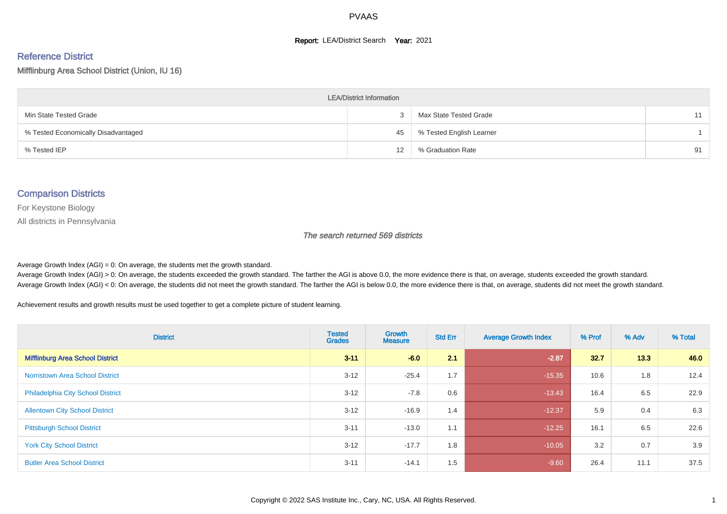# PVAAS

**Report:** LEA/District Search **Year:** 2021

## Reference District

### Mifflinburg Area School District (Union, IU 16)

| LEA/District Information | | | |
|---|---|---|---|
| Min State Tested Grade | 3 | Max State Tested Grade | 11 |
| % Tested Economically Disadvantaged | 45 | % Tested English Learner | 1 |
| % Tested IEP | 12 | % Graduation Rate | 91 |

## Comparison Districts

For Keystone Biology

All districts in Pennsylvania

*The search returned 569 districts*

Average Growth Index (AGI) = 0: On average, the students met the growth standard.
Average Growth Index (AGI) > 0: On average, the students exceeded the growth standard. The farther the AGI is above 0.0, the more evidence there is that, on average, students exceeded the growth standard.
Average Growth Index (AGI) < 0: On average, the students did not meet the growth standard. The farther the AGI is below 0.0, the more evidence there is that, on average, students did not meet the growth standard.

Achievement results and growth results must be used together to get a complete picture of student learning.

| District | Tested Grades | Growth Measure | Std Err | Average Growth Index | % Prof | % Adv | % Total |
|---|---|---|---|---|---|---|---|
| **Mifflinburg Area School District** | **3-11** | **-6.0** | **2.1** | **-2.87** | **32.7** | **13.3** | **46.0** |
| Norristown Area School District | 3-12 | -25.4 | 1.7 | -15.35 | 10.6 | 1.8 | 12.4 |
| Philadelphia City School District | 3-12 | -7.8 | 0.6 | -13.43 | 16.4 | 6.5 | 22.9 |
| Allentown City School District | 3-12 | -16.9 | 1.4 | -12.37 | 5.9 | 0.4 | 6.3 |
| Pittsburgh School District | 3-11 | -13.0 | 1.1 | -12.25 | 16.1 | 6.5 | 22.6 |
| York City School District | 3-12 | -17.7 | 1.8 | -10.05 | 3.2 | 0.7 | 3.9 |
| Butler Area School District | 3-11 | -14.1 | 1.5 | -9.60 | 26.4 | 11.1 | 37.5 |

Copyright © 2022 SAS Institute Inc., Cary, NC, USA. All Rights Reserved.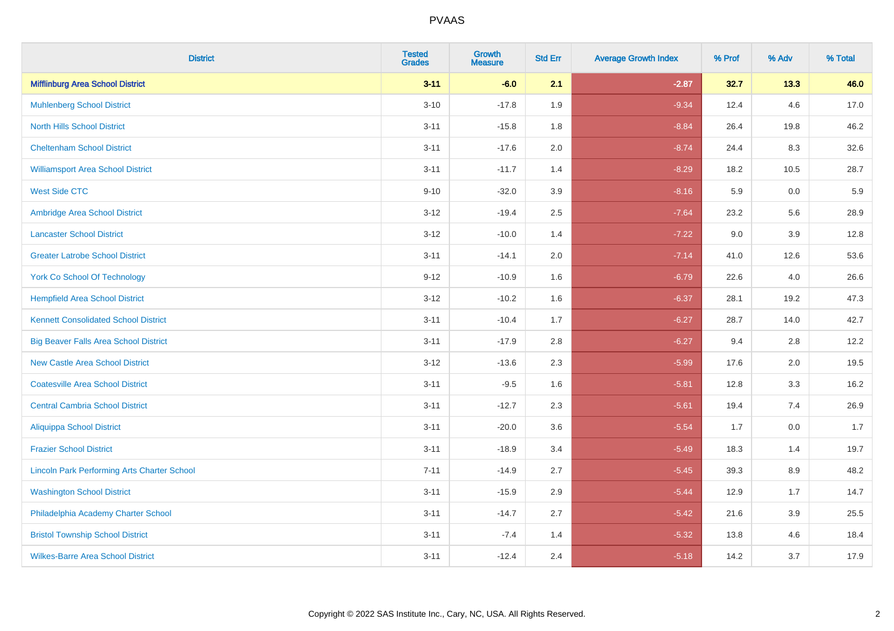# PVAAS

| District | Tested Grades | Growth Measure | Std Err | Average Growth Index | % Prof | % Adv | % Total |
|---|---|---|---|---|---|---|---|
| **Mifflinburg Area School District** | **3-11** | **-6.0** | **2.1** | **-2.87** | **32.7** | **13.3** | **46.0** |
| Muhlenberg School District | 3-10 | -17.8 | 1.9 | -9.34 | 12.4 | 4.6 | 17.0 |
| North Hills School District | 3-11 | -15.8 | 1.8 | -8.84 | 26.4 | 19.8 | 46.2 |
| Cheltenham School District | 3-11 | -17.6 | 2.0 | -8.74 | 24.4 | 8.3 | 32.6 |
| Williamsport Area School District | 3-11 | -11.7 | 1.4 | -8.29 | 18.2 | 10.5 | 28.7 |
| West Side CTC | 9-10 | -32.0 | 3.9 | -8.16 | 5.9 | 0.0 | 5.9 |
| Ambridge Area School District | 3-12 | -19.4 | 2.5 | -7.64 | 23.2 | 5.6 | 28.9 |
| Lancaster School District | 3-12 | -10.0 | 1.4 | -7.22 | 9.0 | 3.9 | 12.8 |
| Greater Latrobe School District | 3-11 | -14.1 | 2.0 | -7.14 | 41.0 | 12.6 | 53.6 |
| York Co School Of Technology | 9-12 | -10.9 | 1.6 | -6.79 | 22.6 | 4.0 | 26.6 |
| Hempfield Area School District | 3-12 | -10.2 | 1.6 | -6.37 | 28.1 | 19.2 | 47.3 |
| Kennett Consolidated School District | 3-11 | -10.4 | 1.7 | -6.27 | 28.7 | 14.0 | 42.7 |
| Big Beaver Falls Area School District | 3-11 | -17.9 | 2.8 | -6.27 | 9.4 | 2.8 | 12.2 |
| New Castle Area School District | 3-12 | -13.6 | 2.3 | -5.99 | 17.6 | 2.0 | 19.5 |
| Coatesville Area School District | 3-11 | -9.5 | 1.6 | -5.81 | 12.8 | 3.3 | 16.2 |
| Central Cambria School District | 3-11 | -12.7 | 2.3 | -5.61 | 19.4 | 7.4 | 26.9 |
| Aliquippa School District | 3-11 | -20.0 | 3.6 | -5.54 | 1.7 | 0.0 | 1.7 |
| Frazier School District | 3-11 | -18.9 | 3.4 | -5.49 | 18.3 | 1.4 | 19.7 |
| Lincoln Park Performing Arts Charter School | 7-11 | -14.9 | 2.7 | -5.45 | 39.3 | 8.9 | 48.2 |
| Washington School District | 3-11 | -15.9 | 2.9 | -5.44 | 12.9 | 1.7 | 14.7 |
| Philadelphia Academy Charter School | 3-11 | -14.7 | 2.7 | -5.42 | 21.6 | 3.9 | 25.5 |
| Bristol Township School District | 3-11 | -7.4 | 1.4 | -5.32 | 13.8 | 4.6 | 18.4 |
| Wilkes-Barre Area School District | 3-11 | -12.4 | 2.4 | -5.18 | 14.2 | 3.7 | 17.9 |

Copyright © 2022 SAS Institute Inc., Cary, NC, USA. All Rights Reserved.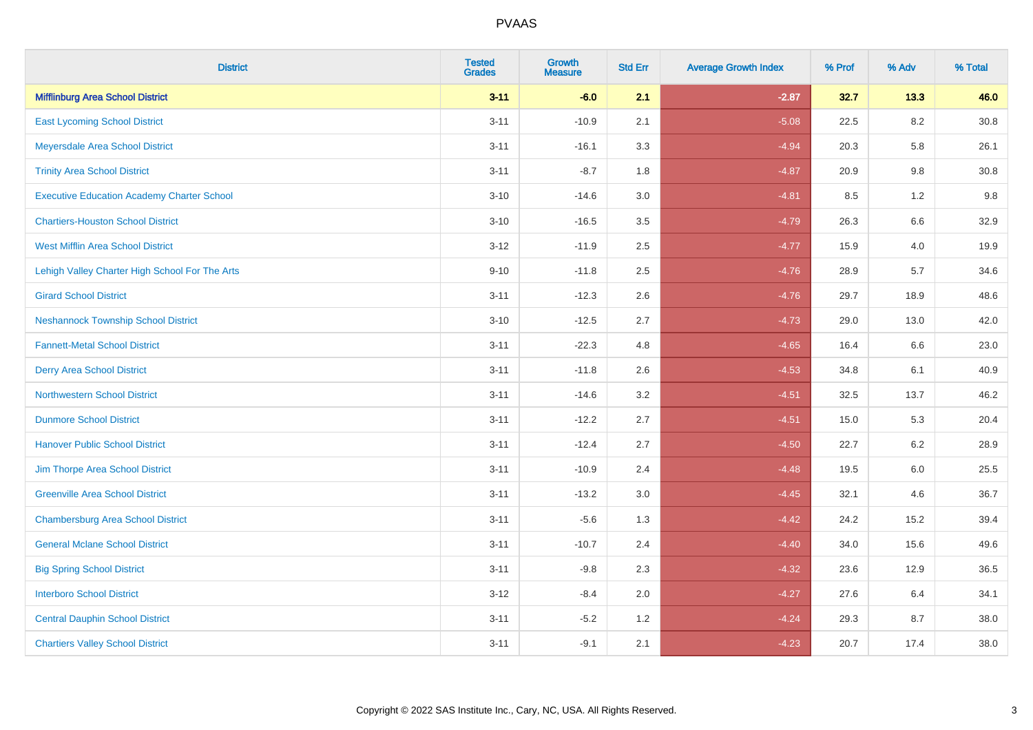# PVAAS

| District | Tested Grades | Growth Measure | Std Err | Average Growth Index | % Prof | % Adv | % Total |
|---|---|---|---|---|---|---|---|
| **Mifflinburg Area School District** | **3-11** | **-6.0** | **2.1** | **-2.87** | **32.7** | **13.3** | **46.0** |
| East Lycoming School District | 3-11 | -10.9 | 2.1 | -5.08 | 22.5 | 8.2 | 30.8 |
| Meyersdale Area School District | 3-11 | -16.1 | 3.3 | -4.94 | 20.3 | 5.8 | 26.1 |
| Trinity Area School District | 3-11 | -8.7 | 1.8 | -4.87 | 20.9 | 9.8 | 30.8 |
| Executive Education Academy Charter School | 3-10 | -14.6 | 3.0 | -4.81 | 8.5 | 1.2 | 9.8 |
| Chartiers-Houston School District | 3-10 | -16.5 | 3.5 | -4.79 | 26.3 | 6.6 | 32.9 |
| West Mifflin Area School District | 3-12 | -11.9 | 2.5 | -4.77 | 15.9 | 4.0 | 19.9 |
| Lehigh Valley Charter High School For The Arts | 9-10 | -11.8 | 2.5 | -4.76 | 28.9 | 5.7 | 34.6 |
| Girard School District | 3-11 | -12.3 | 2.6 | -4.76 | 29.7 | 18.9 | 48.6 |
| Neshannock Township School District | 3-10 | -12.5 | 2.7 | -4.73 | 29.0 | 13.0 | 42.0 |
| Fannett-Metal School District | 3-11 | -22.3 | 4.8 | -4.65 | 16.4 | 6.6 | 23.0 |
| Derry Area School District | 3-11 | -11.8 | 2.6 | -4.53 | 34.8 | 6.1 | 40.9 |
| Northwestern School District | 3-11 | -14.6 | 3.2 | -4.51 | 32.5 | 13.7 | 46.2 |
| Dunmore School District | 3-11 | -12.2 | 2.7 | -4.51 | 15.0 | 5.3 | 20.4 |
| Hanover Public School District | 3-11 | -12.4 | 2.7 | -4.50 | 22.7 | 6.2 | 28.9 |
| Jim Thorpe Area School District | 3-11 | -10.9 | 2.4 | -4.48 | 19.5 | 6.0 | 25.5 |
| Greenville Area School District | 3-11 | -13.2 | 3.0 | -4.45 | 32.1 | 4.6 | 36.7 |
| Chambersburg Area School District | 3-11 | -5.6 | 1.3 | -4.42 | 24.2 | 15.2 | 39.4 |
| General Mclane School District | 3-11 | -10.7 | 2.4 | -4.40 | 34.0 | 15.6 | 49.6 |
| Big Spring School District | 3-11 | -9.8 | 2.3 | -4.32 | 23.6 | 12.9 | 36.5 |
| Interboro School District | 3-12 | -8.4 | 2.0 | -4.27 | 27.6 | 6.4 | 34.1 |
| Central Dauphin School District | 3-11 | -5.2 | 1.2 | -4.24 | 29.3 | 8.7 | 38.0 |
| Chartiers Valley School District | 3-11 | -9.1 | 2.1 | -4.23 | 20.7 | 17.4 | 38.0 |

Copyright © 2022 SAS Institute Inc., Cary, NC, USA. All Rights Reserved.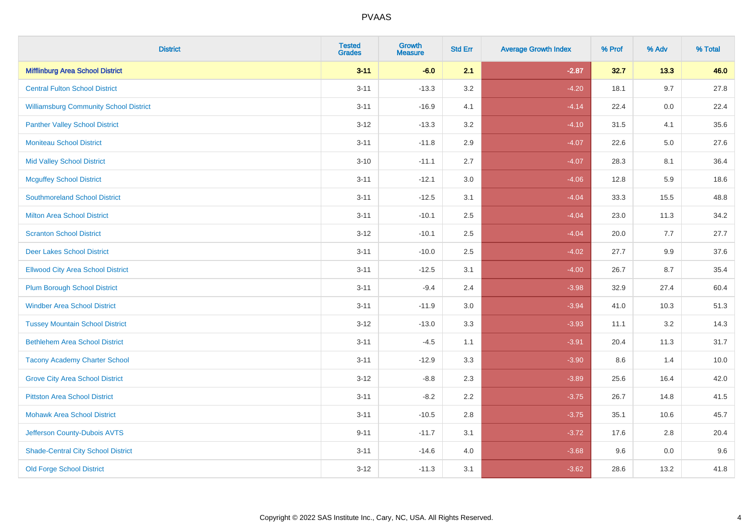# PVAAS

| District | Tested Grades | Growth Measure | Std Err | Average Growth Index | % Prof | % Adv | % Total |
|---|---|---|---|---|---|---|---|
| **Mifflinburg Area School District** | **3-11** | **-6.0** | **2.1** | **-2.87** | **32.7** | **13.3** | **46.0** |
| Central Fulton School District | 3-11 | -13.3 | 3.2 | -4.20 | 18.1 | 9.7 | 27.8 |
| Williamsburg Community School District | 3-11 | -16.9 | 4.1 | -4.14 | 22.4 | 0.0 | 22.4 |
| Panther Valley School District | 3-12 | -13.3 | 3.2 | -4.10 | 31.5 | 4.1 | 35.6 |
| Moniteau School District | 3-11 | -11.8 | 2.9 | -4.07 | 22.6 | 5.0 | 27.6 |
| Mid Valley School District | 3-10 | -11.1 | 2.7 | -4.07 | 28.3 | 8.1 | 36.4 |
| Mcguffey School District | 3-11 | -12.1 | 3.0 | -4.06 | 12.8 | 5.9 | 18.6 |
| Southmoreland School District | 3-11 | -12.5 | 3.1 | -4.04 | 33.3 | 15.5 | 48.8 |
| Milton Area School District | 3-11 | -10.1 | 2.5 | -4.04 | 23.0 | 11.3 | 34.2 |
| Scranton School District | 3-12 | -10.1 | 2.5 | -4.04 | 20.0 | 7.7 | 27.7 |
| Deer Lakes School District | 3-11 | -10.0 | 2.5 | -4.02 | 27.7 | 9.9 | 37.6 |
| Ellwood City Area School District | 3-11 | -12.5 | 3.1 | -4.00 | 26.7 | 8.7 | 35.4 |
| Plum Borough School District | 3-11 | -9.4 | 2.4 | -3.98 | 32.9 | 27.4 | 60.4 |
| Windber Area School District | 3-11 | -11.9 | 3.0 | -3.94 | 41.0 | 10.3 | 51.3 |
| Tussey Mountain School District | 3-12 | -13.0 | 3.3 | -3.93 | 11.1 | 3.2 | 14.3 |
| Bethlehem Area School District | 3-11 | -4.5 | 1.1 | -3.91 | 20.4 | 11.3 | 31.7 |
| Tacony Academy Charter School | 3-11 | -12.9 | 3.3 | -3.90 | 8.6 | 1.4 | 10.0 |
| Grove City Area School District | 3-12 | -8.8 | 2.3 | -3.89 | 25.6 | 16.4 | 42.0 |
| Pittston Area School District | 3-11 | -8.2 | 2.2 | -3.75 | 26.7 | 14.8 | 41.5 |
| Mohawk Area School District | 3-11 | -10.5 | 2.8 | -3.75 | 35.1 | 10.6 | 45.7 |
| Jefferson County-Dubois AVTS | 9-11 | -11.7 | 3.1 | -3.72 | 17.6 | 2.8 | 20.4 |
| Shade-Central City School District | 3-11 | -14.6 | 4.0 | -3.68 | 9.6 | 0.0 | 9.6 |
| Old Forge School District | 3-12 | -11.3 | 3.1 | -3.62 | 28.6 | 13.2 | 41.8 |

Copyright © 2022 SAS Institute Inc., Cary, NC, USA. All Rights Reserved.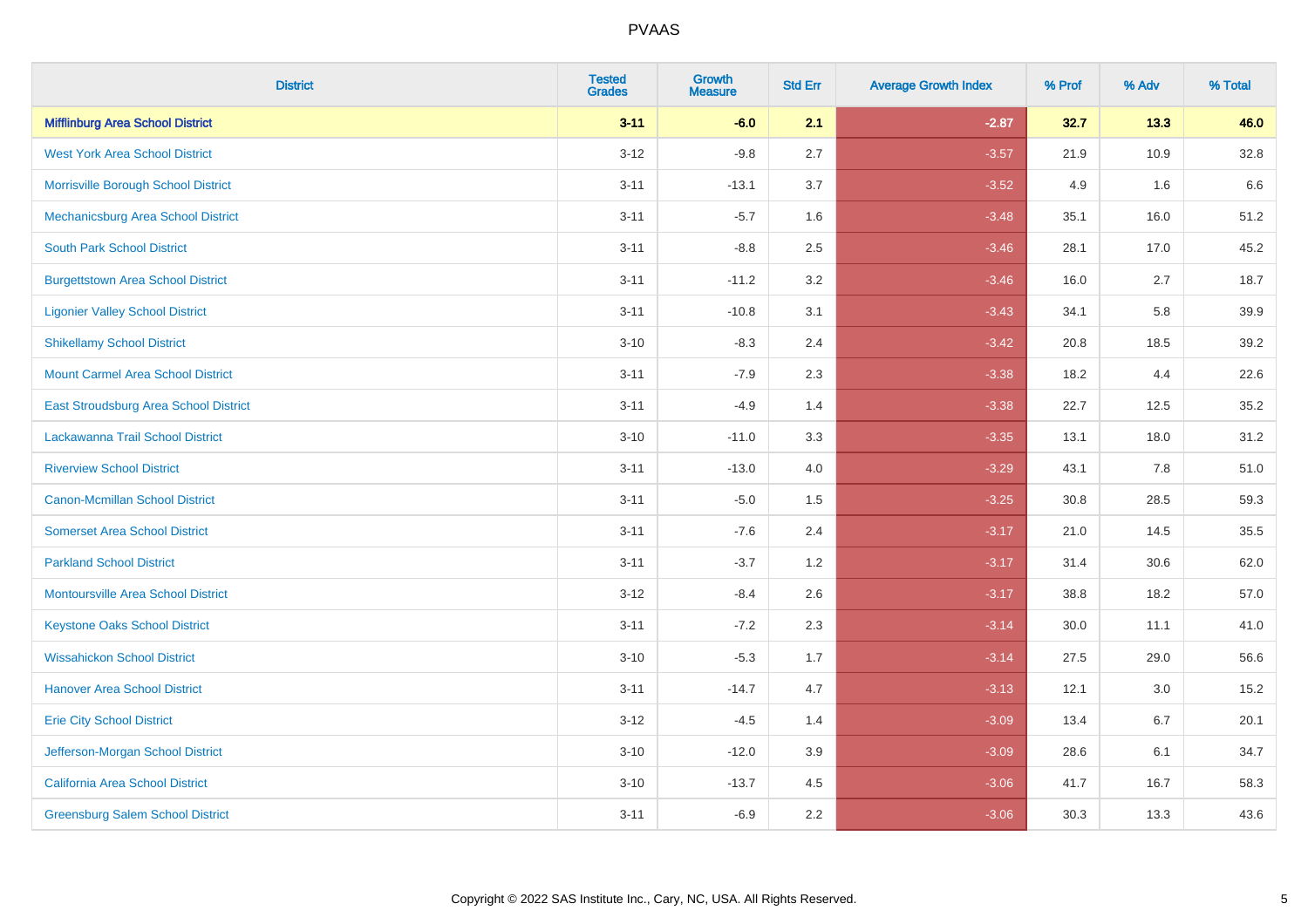# PVAAS

| District | Tested Grades | Growth Measure | Std Err | Average Growth Index | % Prof | % Adv | % Total |
|---|---|---|---|---|---|---|---|
| **Mifflinburg Area School District** | **3-11** | **-6.0** | **2.1** | **-2.87** | **32.7** | **13.3** | **46.0** |
| West York Area School District | 3-12 | -9.8 | 2.7 | -3.57 | 21.9 | 10.9 | 32.8 |
| Morrisville Borough School District | 3-11 | -13.1 | 3.7 | -3.52 | 4.9 | 1.6 | 6.6 |
| Mechanicsburg Area School District | 3-11 | -5.7 | 1.6 | -3.48 | 35.1 | 16.0 | 51.2 |
| South Park School District | 3-11 | -8.8 | 2.5 | -3.46 | 28.1 | 17.0 | 45.2 |
| Burgettstown Area School District | 3-11 | -11.2 | 3.2 | -3.46 | 16.0 | 2.7 | 18.7 |
| Ligonier Valley School District | 3-11 | -10.8 | 3.1 | -3.43 | 34.1 | 5.8 | 39.9 |
| Shikellamy School District | 3-10 | -8.3 | 2.4 | -3.42 | 20.8 | 18.5 | 39.2 |
| Mount Carmel Area School District | 3-11 | -7.9 | 2.3 | -3.38 | 18.2 | 4.4 | 22.6 |
| East Stroudsburg Area School District | 3-11 | -4.9 | 1.4 | -3.38 | 22.7 | 12.5 | 35.2 |
| Lackawanna Trail School District | 3-10 | -11.0 | 3.3 | -3.35 | 13.1 | 18.0 | 31.2 |
| Riverview School District | 3-11 | -13.0 | 4.0 | -3.29 | 43.1 | 7.8 | 51.0 |
| Canon-Mcmillan School District | 3-11 | -5.0 | 1.5 | -3.25 | 30.8 | 28.5 | 59.3 |
| Somerset Area School District | 3-11 | -7.6 | 2.4 | -3.17 | 21.0 | 14.5 | 35.5 |
| Parkland School District | 3-11 | -3.7 | 1.2 | -3.17 | 31.4 | 30.6 | 62.0 |
| Montoursville Area School District | 3-12 | -8.4 | 2.6 | -3.17 | 38.8 | 18.2 | 57.0 |
| Keystone Oaks School District | 3-11 | -7.2 | 2.3 | -3.14 | 30.0 | 11.1 | 41.0 |
| Wissahickon School District | 3-10 | -5.3 | 1.7 | -3.14 | 27.5 | 29.0 | 56.6 |
| Hanover Area School District | 3-11 | -14.7 | 4.7 | -3.13 | 12.1 | 3.0 | 15.2 |
| Erie City School District | 3-12 | -4.5 | 1.4 | -3.09 | 13.4 | 6.7 | 20.1 |
| Jefferson-Morgan School District | 3-10 | -12.0 | 3.9 | -3.09 | 28.6 | 6.1 | 34.7 |
| California Area School District | 3-10 | -13.7 | 4.5 | -3.06 | 41.7 | 16.7 | 58.3 |
| Greensburg Salem School District | 3-11 | -6.9 | 2.2 | -3.06 | 30.3 | 13.3 | 43.6 |

Copyright © 2022 SAS Institute Inc., Cary, NC, USA. All Rights Reserved.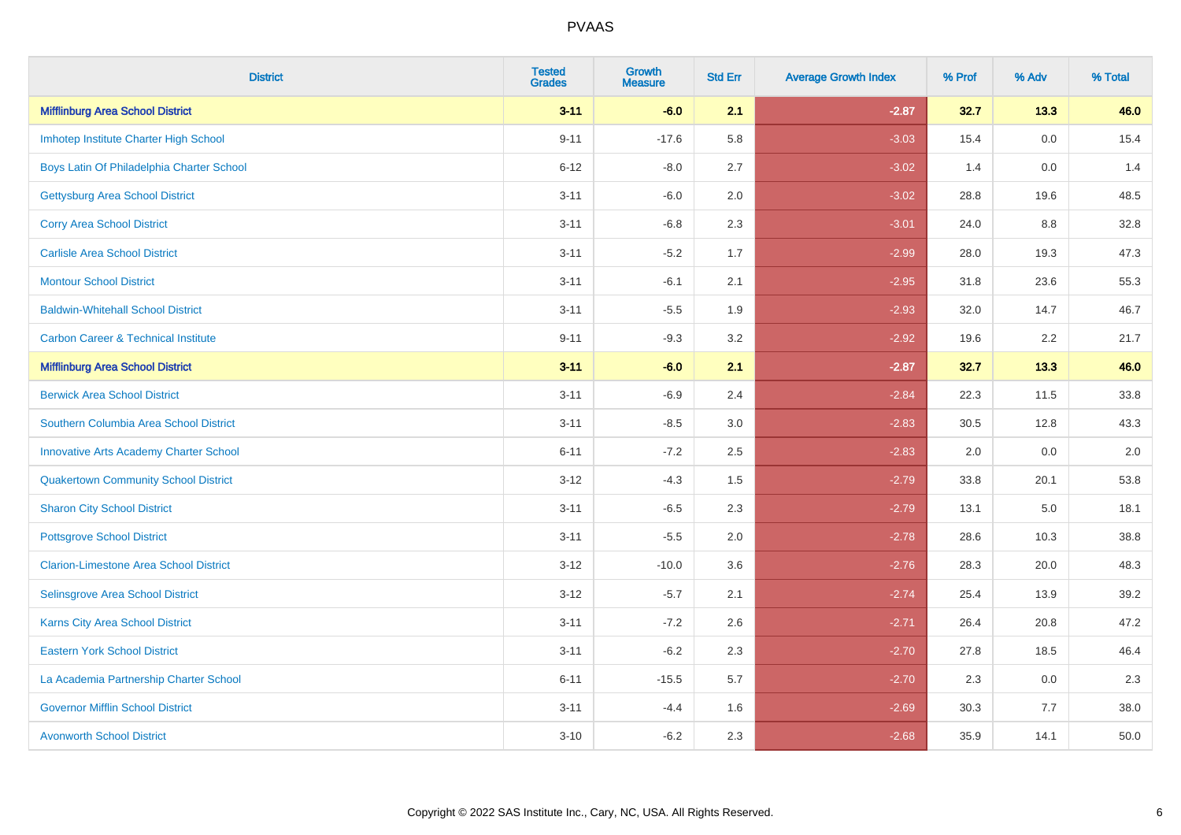# PVAAS

| District | Tested Grades | Growth Measure | Std Err | Average Growth Index | % Prof | % Adv | % Total |
|---|---|---|---|---|---|---|---|
| **Mifflinburg Area School District** | **3-11** | **-6.0** | **2.1** | **-2.87** | **32.7** | **13.3** | **46.0** |
| Imhotep Institute Charter High School | 9-11 | -17.6 | 5.8 | -3.03 | 15.4 | 0.0 | 15.4 |
| Boys Latin Of Philadelphia Charter School | 6-12 | -8.0 | 2.7 | -3.02 | 1.4 | 0.0 | 1.4 |
| Gettysburg Area School District | 3-11 | -6.0 | 2.0 | -3.02 | 28.8 | 19.6 | 48.5 |
| Corry Area School District | 3-11 | -6.8 | 2.3 | -3.01 | 24.0 | 8.8 | 32.8 |
| Carlisle Area School District | 3-11 | -5.2 | 1.7 | -2.99 | 28.0 | 19.3 | 47.3 |
| Montour School District | 3-11 | -6.1 | 2.1 | -2.95 | 31.8 | 23.6 | 55.3 |
| Baldwin-Whitehall School District | 3-11 | -5.5 | 1.9 | -2.93 | 32.0 | 14.7 | 46.7 |
| Carbon Career & Technical Institute | 9-11 | -9.3 | 3.2 | -2.92 | 19.6 | 2.2 | 21.7 |
| **Mifflinburg Area School District** | **3-11** | **-6.0** | **2.1** | **-2.87** | **32.7** | **13.3** | **46.0** |
| Berwick Area School District | 3-11 | -6.9 | 2.4 | -2.84 | 22.3 | 11.5 | 33.8 |
| Southern Columbia Area School District | 3-11 | -8.5 | 3.0 | -2.83 | 30.5 | 12.8 | 43.3 |
| Innovative Arts Academy Charter School | 6-11 | -7.2 | 2.5 | -2.83 | 2.0 | 0.0 | 2.0 |
| Quakertown Community School District | 3-12 | -4.3 | 1.5 | -2.79 | 33.8 | 20.1 | 53.8 |
| Sharon City School District | 3-11 | -6.5 | 2.3 | -2.79 | 13.1 | 5.0 | 18.1 |
| Pottsgrove School District | 3-11 | -5.5 | 2.0 | -2.78 | 28.6 | 10.3 | 38.8 |
| Clarion-Limestone Area School District | 3-12 | -10.0 | 3.6 | -2.76 | 28.3 | 20.0 | 48.3 |
| Selinsgrove Area School District | 3-12 | -5.7 | 2.1 | -2.74 | 25.4 | 13.9 | 39.2 |
| Karns City Area School District | 3-11 | -7.2 | 2.6 | -2.71 | 26.4 | 20.8 | 47.2 |
| Eastern York School District | 3-11 | -6.2 | 2.3 | -2.70 | 27.8 | 18.5 | 46.4 |
| La Academia Partnership Charter School | 6-11 | -15.5 | 5.7 | -2.70 | 2.3 | 0.0 | 2.3 |
| Governor Mifflin School District | 3-11 | -4.4 | 1.6 | -2.69 | 30.3 | 7.7 | 38.0 |
| Avonworth School District | 3-10 | -6.2 | 2.3 | -2.68 | 35.9 | 14.1 | 50.0 |

Copyright © 2022 SAS Institute Inc., Cary, NC, USA. All Rights Reserved.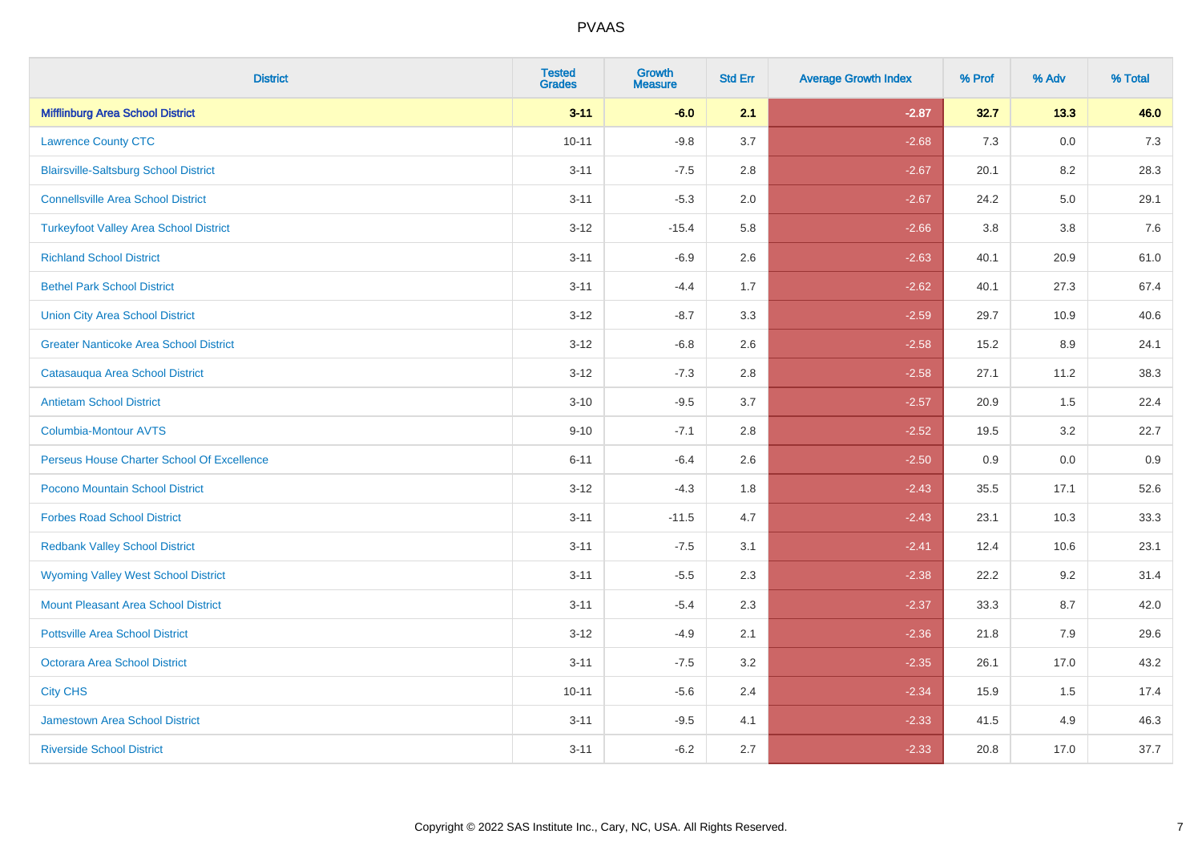# PVAAS

| District | Tested Grades | Growth Measure | Std Err | Average Growth Index | % Prof | % Adv | % Total |
|---|---|---|---|---|---|---|---|
| **Mifflinburg Area School District** | **3-11** | **-6.0** | **2.1** | **-2.87** | **32.7** | **13.3** | **46.0** |
| Lawrence County CTC | 10-11 | -9.8 | 3.7 | -2.68 | 7.3 | 0.0 | 7.3 |
| Blairsville-Saltsburg School District | 3-11 | -7.5 | 2.8 | -2.67 | 20.1 | 8.2 | 28.3 |
| Connellsville Area School District | 3-11 | -5.3 | 2.0 | -2.67 | 24.2 | 5.0 | 29.1 |
| Turkeyfoot Valley Area School District | 3-12 | -15.4 | 5.8 | -2.66 | 3.8 | 3.8 | 7.6 |
| Richland School District | 3-11 | -6.9 | 2.6 | -2.63 | 40.1 | 20.9 | 61.0 |
| Bethel Park School District | 3-11 | -4.4 | 1.7 | -2.62 | 40.1 | 27.3 | 67.4 |
| Union City Area School District | 3-12 | -8.7 | 3.3 | -2.59 | 29.7 | 10.9 | 40.6 |
| Greater Nanticoke Area School District | 3-12 | -6.8 | 2.6 | -2.58 | 15.2 | 8.9 | 24.1 |
| Catasauqua Area School District | 3-12 | -7.3 | 2.8 | -2.58 | 27.1 | 11.2 | 38.3 |
| Antietam School District | 3-10 | -9.5 | 3.7 | -2.57 | 20.9 | 1.5 | 22.4 |
| Columbia-Montour AVTS | 9-10 | -7.1 | 2.8 | -2.52 | 19.5 | 3.2 | 22.7 |
| Perseus House Charter School Of Excellence | 6-11 | -6.4 | 2.6 | -2.50 | 0.9 | 0.0 | 0.9 |
| Pocono Mountain School District | 3-12 | -4.3 | 1.8 | -2.43 | 35.5 | 17.1 | 52.6 |
| Forbes Road School District | 3-11 | -11.5 | 4.7 | -2.43 | 23.1 | 10.3 | 33.3 |
| Redbank Valley School District | 3-11 | -7.5 | 3.1 | -2.41 | 12.4 | 10.6 | 23.1 |
| Wyoming Valley West School District | 3-11 | -5.5 | 2.3 | -2.38 | 22.2 | 9.2 | 31.4 |
| Mount Pleasant Area School District | 3-11 | -5.4 | 2.3 | -2.37 | 33.3 | 8.7 | 42.0 |
| Pottsville Area School District | 3-12 | -4.9 | 2.1 | -2.36 | 21.8 | 7.9 | 29.6 |
| Octorara Area School District | 3-11 | -7.5 | 3.2 | -2.35 | 26.1 | 17.0 | 43.2 |
| City CHS | 10-11 | -5.6 | 2.4 | -2.34 | 15.9 | 1.5 | 17.4 |
| Jamestown Area School District | 3-11 | -9.5 | 4.1 | -2.33 | 41.5 | 4.9 | 46.3 |
| Riverside School District | 3-11 | -6.2 | 2.7 | -2.33 | 20.8 | 17.0 | 37.7 |

Copyright © 2022 SAS Institute Inc., Cary, NC, USA. All Rights Reserved.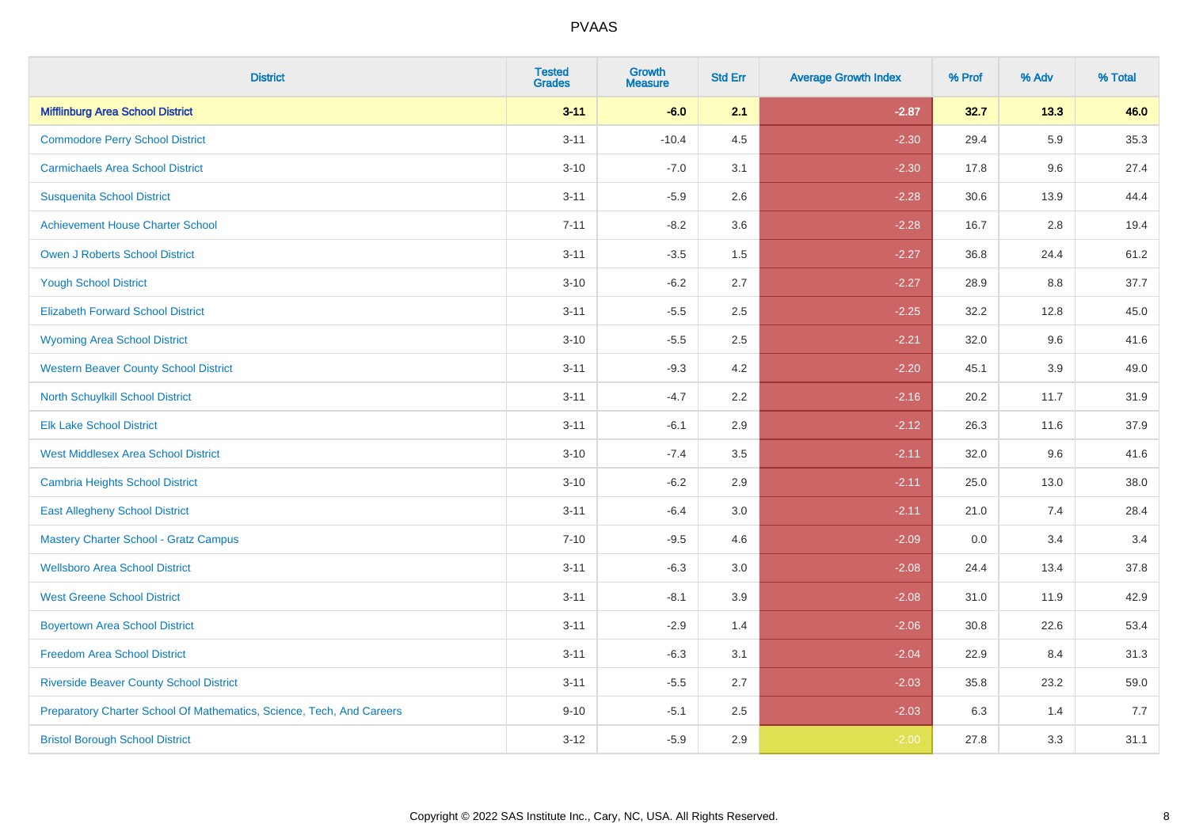# PVAAS

| District | Tested Grades | Growth Measure | Std Err | Average Growth Index | % Prof | % Adv | % Total |
|---|---|---|---|---|---|---|---|
| **Mifflinburg Area School District** | **3-11** | **-6.0** | **2.1** | **-2.87** | **32.7** | **13.3** | **46.0** |
| Commodore Perry School District | 3-11 | -10.4 | 4.5 | -2.30 | 29.4 | 5.9 | 35.3 |
| Carmichaels Area School District | 3-10 | -7.0 | 3.1 | -2.30 | 17.8 | 9.6 | 27.4 |
| Susquenita School District | 3-11 | -5.9 | 2.6 | -2.28 | 30.6 | 13.9 | 44.4 |
| Achievement House Charter School | 7-11 | -8.2 | 3.6 | -2.28 | 16.7 | 2.8 | 19.4 |
| Owen J Roberts School District | 3-11 | -3.5 | 1.5 | -2.27 | 36.8 | 24.4 | 61.2 |
| Yough School District | 3-10 | -6.2 | 2.7 | -2.27 | 28.9 | 8.8 | 37.7 |
| Elizabeth Forward School District | 3-11 | -5.5 | 2.5 | -2.25 | 32.2 | 12.8 | 45.0 |
| Wyoming Area School District | 3-10 | -5.5 | 2.5 | -2.21 | 32.0 | 9.6 | 41.6 |
| Western Beaver County School District | 3-11 | -9.3 | 4.2 | -2.20 | 45.1 | 3.9 | 49.0 |
| North Schuylkill School District | 3-11 | -4.7 | 2.2 | -2.16 | 20.2 | 11.7 | 31.9 |
| Elk Lake School District | 3-11 | -6.1 | 2.9 | -2.12 | 26.3 | 11.6 | 37.9 |
| West Middlesex Area School District | 3-10 | -7.4 | 3.5 | -2.11 | 32.0 | 9.6 | 41.6 |
| Cambria Heights School District | 3-10 | -6.2 | 2.9 | -2.11 | 25.0 | 13.0 | 38.0 |
| East Allegheny School District | 3-11 | -6.4 | 3.0 | -2.11 | 21.0 | 7.4 | 28.4 |
| Mastery Charter School - Gratz Campus | 7-10 | -9.5 | 4.6 | -2.09 | 0.0 | 3.4 | 3.4 |
| Wellsboro Area School District | 3-11 | -6.3 | 3.0 | -2.08 | 24.4 | 13.4 | 37.8 |
| West Greene School District | 3-11 | -8.1 | 3.9 | -2.08 | 31.0 | 11.9 | 42.9 |
| Boyertown Area School District | 3-11 | -2.9 | 1.4 | -2.06 | 30.8 | 22.6 | 53.4 |
| Freedom Area School District | 3-11 | -6.3 | 3.1 | -2.04 | 22.9 | 8.4 | 31.3 |
| Riverside Beaver County School District | 3-11 | -5.5 | 2.7 | -2.03 | 35.8 | 23.2 | 59.0 |
| Preparatory Charter School Of Mathematics, Science, Tech, And Careers | 9-10 | -5.1 | 2.5 | -2.03 | 6.3 | 1.4 | 7.7 |
| Bristol Borough School District | 3-12 | -5.9 | 2.9 | -2.00 | 27.8 | 3.3 | 31.1 |

Copyright © 2022 SAS Institute Inc., Cary, NC, USA. All Rights Reserved.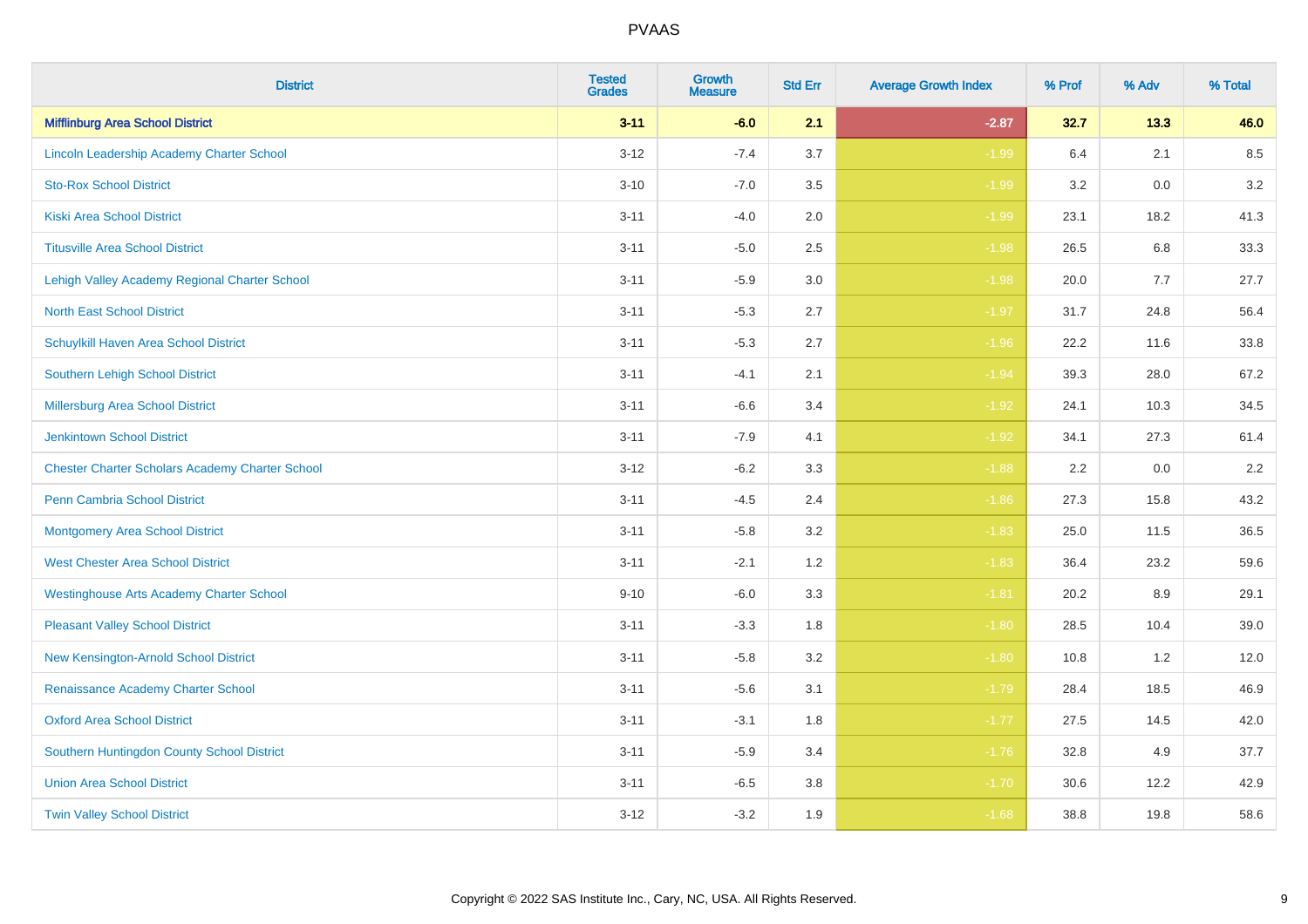| District | Tested Grades | Growth Measure | Std Err | Average Growth Index | % Prof | % Adv | % Total |
|---|---|---|---|---|---|---|---|
| **Mifflinburg Area School District** | **3-11** | **-6.0** | **2.1** | **-2.87** | **32.7** | **13.3** | **46.0** |
| Lincoln Leadership Academy Charter School | 3-12 | -7.4 | 3.7 | -1.99 | 6.4 | 2.1 | 8.5 |
| Sto-Rox School District | 3-10 | -7.0 | 3.5 | -1.99 | 3.2 | 0.0 | 3.2 |
| Kiski Area School District | 3-11 | -4.0 | 2.0 | -1.99 | 23.1 | 18.2 | 41.3 |
| Titusville Area School District | 3-11 | -5.0 | 2.5 | -1.98 | 26.5 | 6.8 | 33.3 |
| Lehigh Valley Academy Regional Charter School | 3-11 | -5.9 | 3.0 | -1.98 | 20.0 | 7.7 | 27.7 |
| North East School District | 3-11 | -5.3 | 2.7 | -1.97 | 31.7 | 24.8 | 56.4 |
| Schuylkill Haven Area School District | 3-11 | -5.3 | 2.7 | -1.96 | 22.2 | 11.6 | 33.8 |
| Southern Lehigh School District | 3-11 | -4.1 | 2.1 | -1.94 | 39.3 | 28.0 | 67.2 |
| Millersburg Area School District | 3-11 | -6.6 | 3.4 | -1.92 | 24.1 | 10.3 | 34.5 |
| Jenkintown School District | 3-11 | -7.9 | 4.1 | -1.92 | 34.1 | 27.3 | 61.4 |
| Chester Charter Scholars Academy Charter School | 3-12 | -6.2 | 3.3 | -1.88 | 2.2 | 0.0 | 2.2 |
| Penn Cambria School District | 3-11 | -4.5 | 2.4 | -1.86 | 27.3 | 15.8 | 43.2 |
| Montgomery Area School District | 3-11 | -5.8 | 3.2 | -1.83 | 25.0 | 11.5 | 36.5 |
| West Chester Area School District | 3-11 | -2.1 | 1.2 | -1.83 | 36.4 | 23.2 | 59.6 |
| Westinghouse Arts Academy Charter School | 9-10 | -6.0 | 3.3 | -1.81 | 20.2 | 8.9 | 29.1 |
| Pleasant Valley School District | 3-11 | -3.3 | 1.8 | -1.80 | 28.5 | 10.4 | 39.0 |
| New Kensington-Arnold School District | 3-11 | -5.8 | 3.2 | -1.80 | 10.8 | 1.2 | 12.0 |
| Renaissance Academy Charter School | 3-11 | -5.6 | 3.1 | -1.79 | 28.4 | 18.5 | 46.9 |
| Oxford Area School District | 3-11 | -3.1 | 1.8 | -1.77 | 27.5 | 14.5 | 42.0 |
| Southern Huntingdon County School District | 3-11 | -5.9 | 3.4 | -1.76 | 32.8 | 4.9 | 37.7 |
| Union Area School District | 3-11 | -6.5 | 3.8 | -1.70 | 30.6 | 12.2 | 42.9 |
| Twin Valley School District | 3-12 | -3.2 | 1.9 | -1.68 | 38.8 | 19.8 | 58.6 |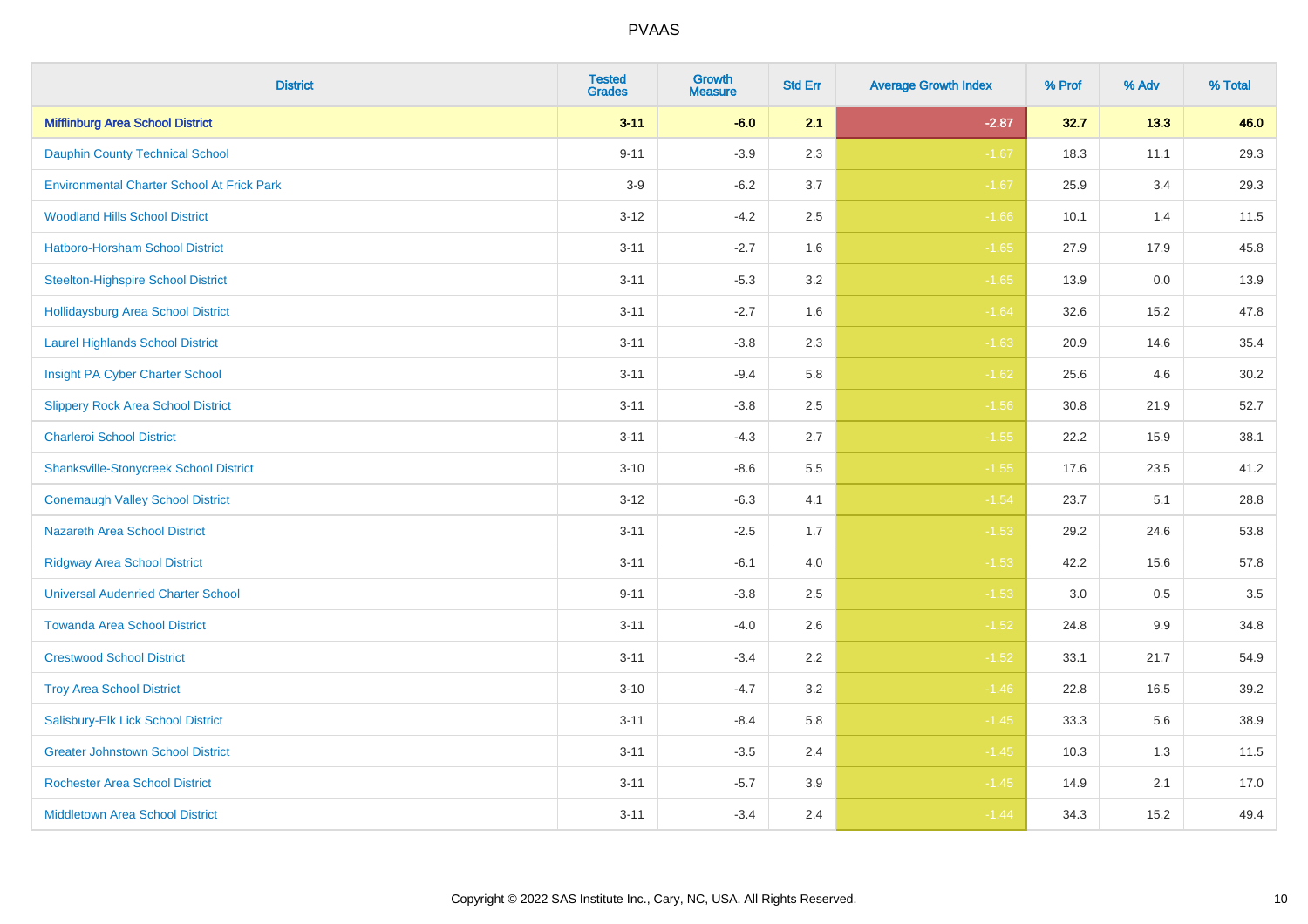# PVAAS

| District | Tested Grades | Growth Measure | Std Err | Average Growth Index | % Prof | % Adv | % Total |
|---|---|---|---|---|---|---|---|
| **Mifflinburg Area School District** | **3-11** | **-6.0** | **2.1** | **-2.87** | **32.7** | **13.3** | **46.0** |
| Dauphin County Technical School | 9-11 | -3.9 | 2.3 | -1.67 | 18.3 | 11.1 | 29.3 |
| Environmental Charter School At Frick Park | 3-9 | -6.2 | 3.7 | -1.67 | 25.9 | 3.4 | 29.3 |
| Woodland Hills School District | 3-12 | -4.2 | 2.5 | -1.66 | 10.1 | 1.4 | 11.5 |
| Hatboro-Horsham School District | 3-11 | -2.7 | 1.6 | -1.65 | 27.9 | 17.9 | 45.8 |
| Steelton-Highspire School District | 3-11 | -5.3 | 3.2 | -1.65 | 13.9 | 0.0 | 13.9 |
| Hollidaysburg Area School District | 3-11 | -2.7 | 1.6 | -1.64 | 32.6 | 15.2 | 47.8 |
| Laurel Highlands School District | 3-11 | -3.8 | 2.3 | -1.63 | 20.9 | 14.6 | 35.4 |
| Insight PA Cyber Charter School | 3-11 | -9.4 | 5.8 | -1.62 | 25.6 | 4.6 | 30.2 |
| Slippery Rock Area School District | 3-11 | -3.8 | 2.5 | -1.56 | 30.8 | 21.9 | 52.7 |
| Charleroi School District | 3-11 | -4.3 | 2.7 | -1.55 | 22.2 | 15.9 | 38.1 |
| Shanksville-Stonycreek School District | 3-10 | -8.6 | 5.5 | -1.55 | 17.6 | 23.5 | 41.2 |
| Conemaugh Valley School District | 3-12 | -6.3 | 4.1 | -1.54 | 23.7 | 5.1 | 28.8 |
| Nazareth Area School District | 3-11 | -2.5 | 1.7 | -1.53 | 29.2 | 24.6 | 53.8 |
| Ridgway Area School District | 3-11 | -6.1 | 4.0 | -1.53 | 42.2 | 15.6 | 57.8 |
| Universal Audenried Charter School | 9-11 | -3.8 | 2.5 | -1.53 | 3.0 | 0.5 | 3.5 |
| Towanda Area School District | 3-11 | -4.0 | 2.6 | -1.52 | 24.8 | 9.9 | 34.8 |
| Crestwood School District | 3-11 | -3.4 | 2.2 | -1.52 | 33.1 | 21.7 | 54.9 |
| Troy Area School District | 3-10 | -4.7 | 3.2 | -1.46 | 22.8 | 16.5 | 39.2 |
| Salisbury-Elk Lick School District | 3-11 | -8.4 | 5.8 | -1.45 | 33.3 | 5.6 | 38.9 |
| Greater Johnstown School District | 3-11 | -3.5 | 2.4 | -1.45 | 10.3 | 1.3 | 11.5 |
| Rochester Area School District | 3-11 | -5.7 | 3.9 | -1.45 | 14.9 | 2.1 | 17.0 |
| Middletown Area School District | 3-11 | -3.4 | 2.4 | -1.44 | 34.3 | 15.2 | 49.4 |

Copyright © 2022 SAS Institute Inc., Cary, NC, USA. All Rights Reserved.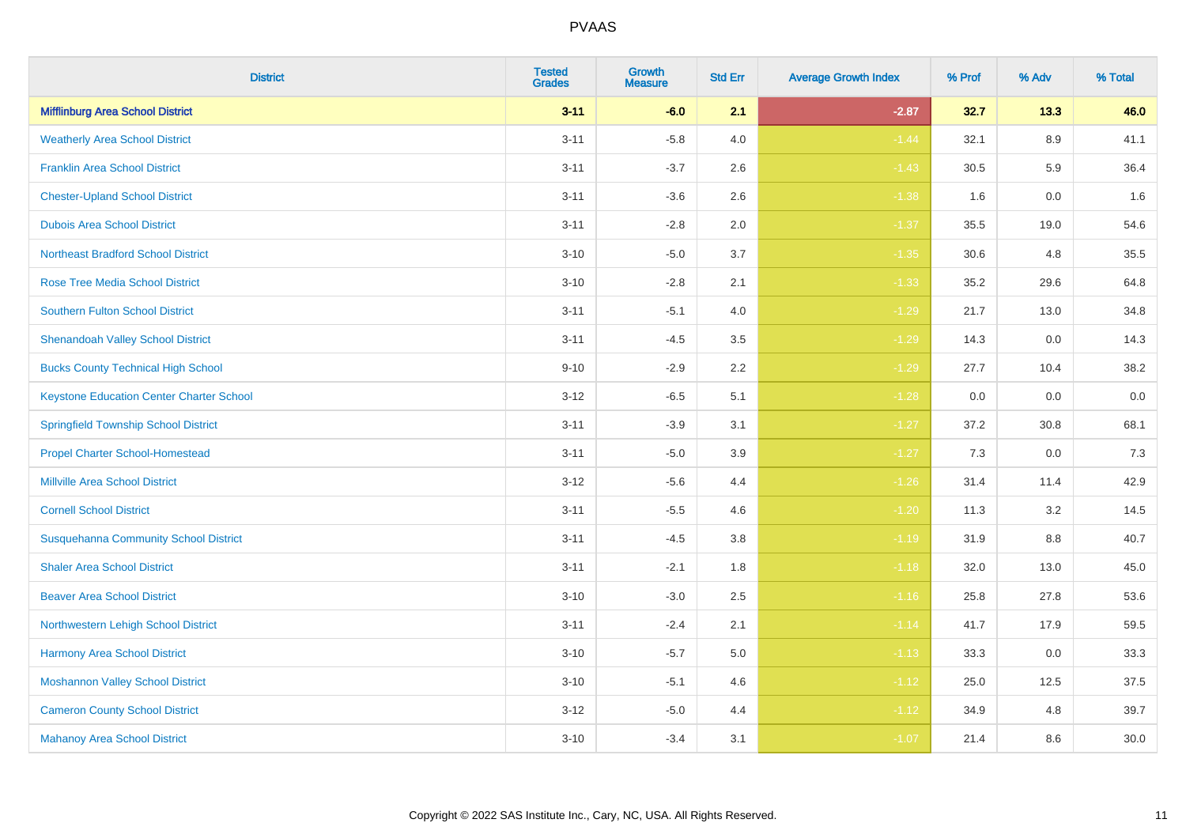# PVAAS

| District | Tested Grades | Growth Measure | Std Err | Average Growth Index | % Prof | % Adv | % Total |
|---|---|---|---|---|---|---|---|
| **Mifflinburg Area School District** | **3-11** | **-6.0** | **2.1** | **-2.87** | **32.7** | **13.3** | **46.0** |
| Weatherly Area School District | 3-11 | -5.8 | 4.0 | -1.44 | 32.1 | 8.9 | 41.1 |
| Franklin Area School District | 3-11 | -3.7 | 2.6 | -1.43 | 30.5 | 5.9 | 36.4 |
| Chester-Upland School District | 3-11 | -3.6 | 2.6 | -1.38 | 1.6 | 0.0 | 1.6 |
| Dubois Area School District | 3-11 | -2.8 | 2.0 | -1.37 | 35.5 | 19.0 | 54.6 |
| Northeast Bradford School District | 3-10 | -5.0 | 3.7 | -1.35 | 30.6 | 4.8 | 35.5 |
| Rose Tree Media School District | 3-10 | -2.8 | 2.1 | -1.33 | 35.2 | 29.6 | 64.8 |
| Southern Fulton School District | 3-11 | -5.1 | 4.0 | -1.29 | 21.7 | 13.0 | 34.8 |
| Shenandoah Valley School District | 3-11 | -4.5 | 3.5 | -1.29 | 14.3 | 0.0 | 14.3 |
| Bucks County Technical High School | 9-10 | -2.9 | 2.2 | -1.29 | 27.7 | 10.4 | 38.2 |
| Keystone Education Center Charter School | 3-12 | -6.5 | 5.1 | -1.28 | 0.0 | 0.0 | 0.0 |
| Springfield Township School District | 3-11 | -3.9 | 3.1 | -1.27 | 37.2 | 30.8 | 68.1 |
| Propel Charter School-Homestead | 3-11 | -5.0 | 3.9 | -1.27 | 7.3 | 0.0 | 7.3 |
| Millville Area School District | 3-12 | -5.6 | 4.4 | -1.26 | 31.4 | 11.4 | 42.9 |
| Cornell School District | 3-11 | -5.5 | 4.6 | -1.20 | 11.3 | 3.2 | 14.5 |
| Susquehanna Community School District | 3-11 | -4.5 | 3.8 | -1.19 | 31.9 | 8.8 | 40.7 |
| Shaler Area School District | 3-11 | -2.1 | 1.8 | -1.18 | 32.0 | 13.0 | 45.0 |
| Beaver Area School District | 3-10 | -3.0 | 2.5 | -1.16 | 25.8 | 27.8 | 53.6 |
| Northwestern Lehigh School District | 3-11 | -2.4 | 2.1 | -1.14 | 41.7 | 17.9 | 59.5 |
| Harmony Area School District | 3-10 | -5.7 | 5.0 | -1.13 | 33.3 | 0.0 | 33.3 |
| Moshannon Valley School District | 3-10 | -5.1 | 4.6 | -1.12 | 25.0 | 12.5 | 37.5 |
| Cameron County School District | 3-12 | -5.0 | 4.4 | -1.12 | 34.9 | 4.8 | 39.7 |
| Mahanoy Area School District | 3-10 | -3.4 | 3.1 | -1.07 | 21.4 | 8.6 | 30.0 |

Copyright © 2022 SAS Institute Inc., Cary, NC, USA. All Rights Reserved.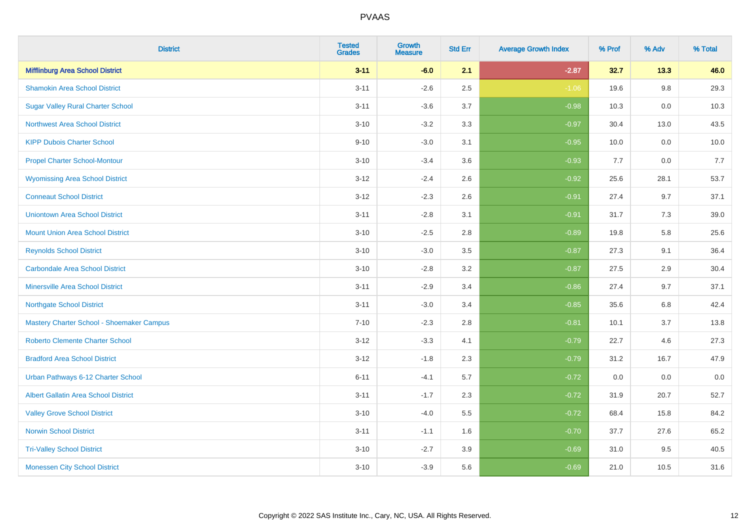# PVAAS

| District | Tested Grades | Growth Measure | Std Err | Average Growth Index | % Prof | % Adv | % Total |
|---|---|---|---|---|---|---|---|
| **Mifflinburg Area School District** | **3-11** | **-6.0** | **2.1** | **-2.87** | **32.7** | **13.3** | **46.0** |
| Shamokin Area School District | 3-11 | -2.6 | 2.5 | -1.06 | 19.6 | 9.8 | 29.3 |
| Sugar Valley Rural Charter School | 3-11 | -3.6 | 3.7 | -0.98 | 10.3 | 0.0 | 10.3 |
| Northwest Area School District | 3-10 | -3.2 | 3.3 | -0.97 | 30.4 | 13.0 | 43.5 |
| KIPP Dubois Charter School | 9-10 | -3.0 | 3.1 | -0.95 | 10.0 | 0.0 | 10.0 |
| Propel Charter School-Montour | 3-10 | -3.4 | 3.6 | -0.93 | 7.7 | 0.0 | 7.7 |
| Wyomissing Area School District | 3-12 | -2.4 | 2.6 | -0.92 | 25.6 | 28.1 | 53.7 |
| Conneaut School District | 3-12 | -2.3 | 2.6 | -0.91 | 27.4 | 9.7 | 37.1 |
| Uniontown Area School District | 3-11 | -2.8 | 3.1 | -0.91 | 31.7 | 7.3 | 39.0 |
| Mount Union Area School District | 3-10 | -2.5 | 2.8 | -0.89 | 19.8 | 5.8 | 25.6 |
| Reynolds School District | 3-10 | -3.0 | 3.5 | -0.87 | 27.3 | 9.1 | 36.4 |
| Carbondale Area School District | 3-10 | -2.8 | 3.2 | -0.87 | 27.5 | 2.9 | 30.4 |
| Minersville Area School District | 3-11 | -2.9 | 3.4 | -0.86 | 27.4 | 9.7 | 37.1 |
| Northgate School District | 3-11 | -3.0 | 3.4 | -0.85 | 35.6 | 6.8 | 42.4 |
| Mastery Charter School - Shoemaker Campus | 7-10 | -2.3 | 2.8 | -0.81 | 10.1 | 3.7 | 13.8 |
| Roberto Clemente Charter School | 3-12 | -3.3 | 4.1 | -0.79 | 22.7 | 4.6 | 27.3 |
| Bradford Area School District | 3-12 | -1.8 | 2.3 | -0.79 | 31.2 | 16.7 | 47.9 |
| Urban Pathways 6-12 Charter School | 6-11 | -4.1 | 5.7 | -0.72 | 0.0 | 0.0 | 0.0 |
| Albert Gallatin Area School District | 3-11 | -1.7 | 2.3 | -0.72 | 31.9 | 20.7 | 52.7 |
| Valley Grove School District | 3-10 | -4.0 | 5.5 | -0.72 | 68.4 | 15.8 | 84.2 |
| Norwin School District | 3-11 | -1.1 | 1.6 | -0.70 | 37.7 | 27.6 | 65.2 |
| Tri-Valley School District | 3-10 | -2.7 | 3.9 | -0.69 | 31.0 | 9.5 | 40.5 |
| Monessen City School District | 3-10 | -3.9 | 5.6 | -0.69 | 21.0 | 10.5 | 31.6 |

Copyright © 2022 SAS Institute Inc., Cary, NC, USA. All Rights Reserved.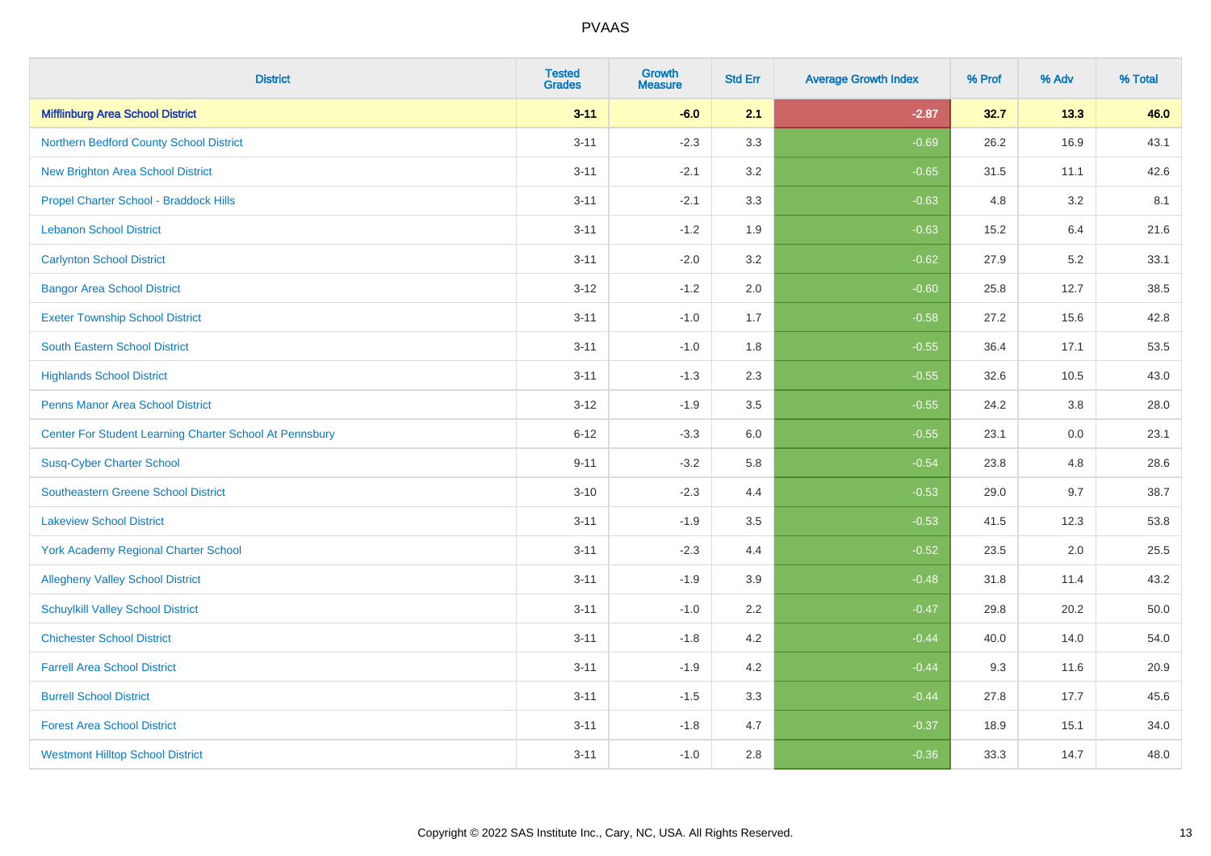| District | Tested Grades | Growth Measure | Std Err | Average Growth Index | % Prof | % Adv | % Total |
|---|---|---|---|---|---|---|---|
| **Mifflinburg Area School District** | **3-11** | **-6.0** | **2.1** | **-2.87** | **32.7** | **13.3** | **46.0** |
| Northern Bedford County School District | 3-11 | -2.3 | 3.3 | -0.69 | 26.2 | 16.9 | 43.1 |
| New Brighton Area School District | 3-11 | -2.1 | 3.2 | -0.65 | 31.5 | 11.1 | 42.6 |
| Propel Charter School - Braddock Hills | 3-11 | -2.1 | 3.3 | -0.63 | 4.8 | 3.2 | 8.1 |
| Lebanon School District | 3-11 | -1.2 | 1.9 | -0.63 | 15.2 | 6.4 | 21.6 |
| Carlynton School District | 3-11 | -2.0 | 3.2 | -0.62 | 27.9 | 5.2 | 33.1 |
| Bangor Area School District | 3-12 | -1.2 | 2.0 | -0.60 | 25.8 | 12.7 | 38.5 |
| Exeter Township School District | 3-11 | -1.0 | 1.7 | -0.58 | 27.2 | 15.6 | 42.8 |
| South Eastern School District | 3-11 | -1.0 | 1.8 | -0.55 | 36.4 | 17.1 | 53.5 |
| Highlands School District | 3-11 | -1.3 | 2.3 | -0.55 | 32.6 | 10.5 | 43.0 |
| Penns Manor Area School District | 3-12 | -1.9 | 3.5 | -0.55 | 24.2 | 3.8 | 28.0 |
| Center For Student Learning Charter School At Pennsbury | 6-12 | -3.3 | 6.0 | -0.55 | 23.1 | 0.0 | 23.1 |
| Susq-Cyber Charter School | 9-11 | -3.2 | 5.8 | -0.54 | 23.8 | 4.8 | 28.6 |
| Southeastern Greene School District | 3-10 | -2.3 | 4.4 | -0.53 | 29.0 | 9.7 | 38.7 |
| Lakeview School District | 3-11 | -1.9 | 3.5 | -0.53 | 41.5 | 12.3 | 53.8 |
| York Academy Regional Charter School | 3-11 | -2.3 | 4.4 | -0.52 | 23.5 | 2.0 | 25.5 |
| Allegheny Valley School District | 3-11 | -1.9 | 3.9 | -0.48 | 31.8 | 11.4 | 43.2 |
| Schuylkill Valley School District | 3-11 | -1.0 | 2.2 | -0.47 | 29.8 | 20.2 | 50.0 |
| Chichester School District | 3-11 | -1.8 | 4.2 | -0.44 | 40.0 | 14.0 | 54.0 |
| Farrell Area School District | 3-11 | -1.9 | 4.2 | -0.44 | 9.3 | 11.6 | 20.9 |
| Burrell School District | 3-11 | -1.5 | 3.3 | -0.44 | 27.8 | 17.7 | 45.6 |
| Forest Area School District | 3-11 | -1.8 | 4.7 | -0.37 | 18.9 | 15.1 | 34.0 |
| Westmont Hilltop School District | 3-11 | -1.0 | 2.8 | -0.36 | 33.3 | 14.7 | 48.0 |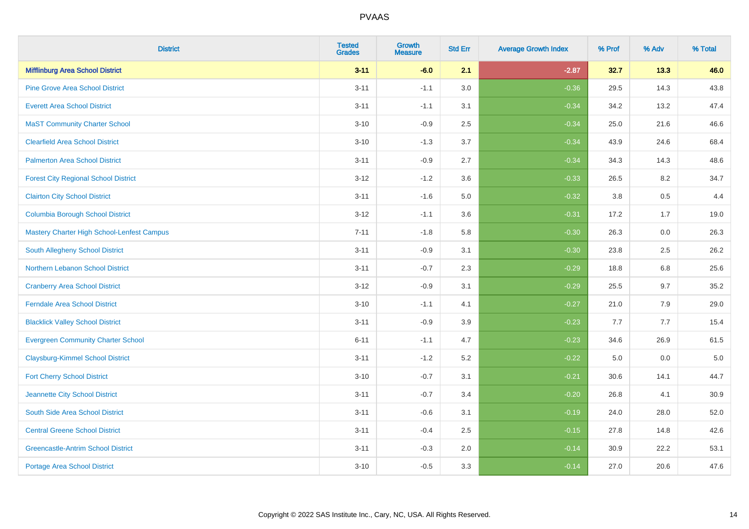# PVAAS

| District | Tested Grades | Growth Measure | Std Err | Average Growth Index | % Prof | % Adv | % Total |
|---|---|---|---|---|---|---|---|
| **Mifflinburg Area School District** | **3-11** | **-6.0** | **2.1** | **-2.87** | **32.7** | **13.3** | **46.0** |
| Pine Grove Area School District | 3-11 | -1.1 | 3.0 | -0.36 | 29.5 | 14.3 | 43.8 |
| Everett Area School District | 3-11 | -1.1 | 3.1 | -0.34 | 34.2 | 13.2 | 47.4 |
| MaST Community Charter School | 3-10 | -0.9 | 2.5 | -0.34 | 25.0 | 21.6 | 46.6 |
| Clearfield Area School District | 3-10 | -1.3 | 3.7 | -0.34 | 43.9 | 24.6 | 68.4 |
| Palmerton Area School District | 3-11 | -0.9 | 2.7 | -0.34 | 34.3 | 14.3 | 48.6 |
| Forest City Regional School District | 3-12 | -1.2 | 3.6 | -0.33 | 26.5 | 8.2 | 34.7 |
| Clairton City School District | 3-11 | -1.6 | 5.0 | -0.32 | 3.8 | 0.5 | 4.4 |
| Columbia Borough School District | 3-12 | -1.1 | 3.6 | -0.31 | 17.2 | 1.7 | 19.0 |
| Mastery Charter High School-Lenfest Campus | 7-11 | -1.8 | 5.8 | -0.30 | 26.3 | 0.0 | 26.3 |
| South Allegheny School District | 3-11 | -0.9 | 3.1 | -0.30 | 23.8 | 2.5 | 26.2 |
| Northern Lebanon School District | 3-11 | -0.7 | 2.3 | -0.29 | 18.8 | 6.8 | 25.6 |
| Cranberry Area School District | 3-12 | -0.9 | 3.1 | -0.29 | 25.5 | 9.7 | 35.2 |
| Ferndale Area School District | 3-10 | -1.1 | 4.1 | -0.27 | 21.0 | 7.9 | 29.0 |
| Blacklick Valley School District | 3-11 | -0.9 | 3.9 | -0.23 | 7.7 | 7.7 | 15.4 |
| Evergreen Community Charter School | 6-11 | -1.1 | 4.7 | -0.23 | 34.6 | 26.9 | 61.5 |
| Claysburg-Kimmel School District | 3-11 | -1.2 | 5.2 | -0.22 | 5.0 | 0.0 | 5.0 |
| Fort Cherry School District | 3-10 | -0.7 | 3.1 | -0.21 | 30.6 | 14.1 | 44.7 |
| Jeannette City School District | 3-11 | -0.7 | 3.4 | -0.20 | 26.8 | 4.1 | 30.9 |
| South Side Area School District | 3-11 | -0.6 | 3.1 | -0.19 | 24.0 | 28.0 | 52.0 |
| Central Greene School District | 3-11 | -0.4 | 2.5 | -0.15 | 27.8 | 14.8 | 42.6 |
| Greencastle-Antrim School District | 3-11 | -0.3 | 2.0 | -0.14 | 30.9 | 22.2 | 53.1 |
| Portage Area School District | 3-10 | -0.5 | 3.3 | -0.14 | 27.0 | 20.6 | 47.6 |

Copyright © 2022 SAS Institute Inc., Cary, NC, USA. All Rights Reserved.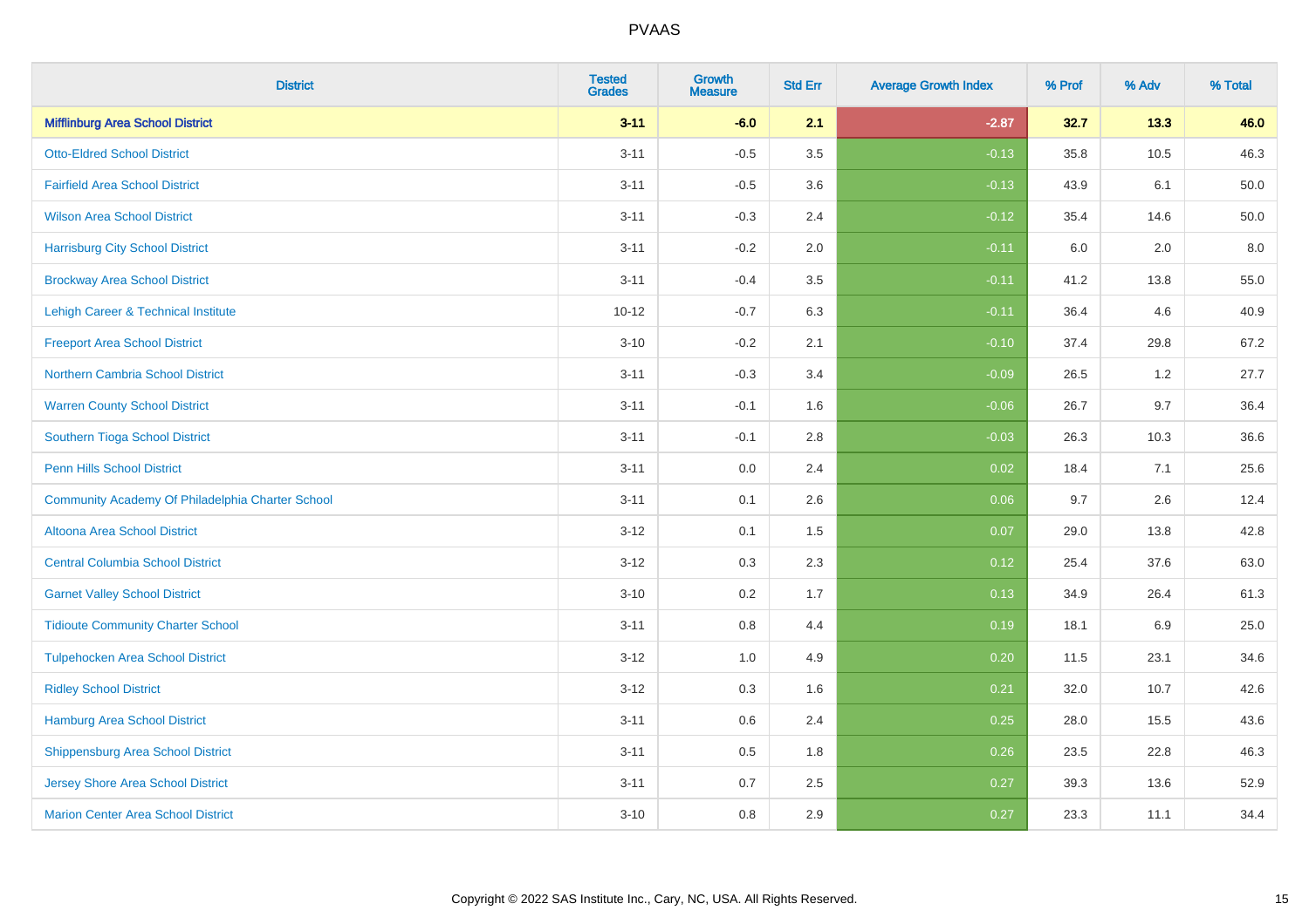# PVAAS

| District | Tested Grades | Growth Measure | Std Err | Average Growth Index | % Prof | % Adv | % Total |
|---|---|---|---|---|---|---|---|
| **Mifflinburg Area School District** | **3-11** | **-6.0** | **2.1** | **-2.87** | **32.7** | **13.3** | **46.0** |
| Otto-Eldred School District | 3-11 | -0.5 | 3.5 | -0.13 | 35.8 | 10.5 | 46.3 |
| Fairfield Area School District | 3-11 | -0.5 | 3.6 | -0.13 | 43.9 | 6.1 | 50.0 |
| Wilson Area School District | 3-11 | -0.3 | 2.4 | -0.12 | 35.4 | 14.6 | 50.0 |
| Harrisburg City School District | 3-11 | -0.2 | 2.0 | -0.11 | 6.0 | 2.0 | 8.0 |
| Brockway Area School District | 3-11 | -0.4 | 3.5 | -0.11 | 41.2 | 13.8 | 55.0 |
| Lehigh Career & Technical Institute | 10-12 | -0.7 | 6.3 | -0.11 | 36.4 | 4.6 | 40.9 |
| Freeport Area School District | 3-10 | -0.2 | 2.1 | -0.10 | 37.4 | 29.8 | 67.2 |
| Northern Cambria School District | 3-11 | -0.3 | 3.4 | -0.09 | 26.5 | 1.2 | 27.7 |
| Warren County School District | 3-11 | -0.1 | 1.6 | -0.06 | 26.7 | 9.7 | 36.4 |
| Southern Tioga School District | 3-11 | -0.1 | 2.8 | -0.03 | 26.3 | 10.3 | 36.6 |
| Penn Hills School District | 3-11 | 0.0 | 2.4 | 0.02 | 18.4 | 7.1 | 25.6 |
| Community Academy Of Philadelphia Charter School | 3-11 | 0.1 | 2.6 | 0.06 | 9.7 | 2.6 | 12.4 |
| Altoona Area School District | 3-12 | 0.1 | 1.5 | 0.07 | 29.0 | 13.8 | 42.8 |
| Central Columbia School District | 3-12 | 0.3 | 2.3 | 0.12 | 25.4 | 37.6 | 63.0 |
| Garnet Valley School District | 3-10 | 0.2 | 1.7 | 0.13 | 34.9 | 26.4 | 61.3 |
| Tidioute Community Charter School | 3-11 | 0.8 | 4.4 | 0.19 | 18.1 | 6.9 | 25.0 |
| Tulpehocken Area School District | 3-12 | 1.0 | 4.9 | 0.20 | 11.5 | 23.1 | 34.6 |
| Ridley School District | 3-12 | 0.3 | 1.6 | 0.21 | 32.0 | 10.7 | 42.6 |
| Hamburg Area School District | 3-11 | 0.6 | 2.4 | 0.25 | 28.0 | 15.5 | 43.6 |
| Shippensburg Area School District | 3-11 | 0.5 | 1.8 | 0.26 | 23.5 | 22.8 | 46.3 |
| Jersey Shore Area School District | 3-11 | 0.7 | 2.5 | 0.27 | 39.3 | 13.6 | 52.9 |
| Marion Center Area School District | 3-10 | 0.8 | 2.9 | 0.27 | 23.3 | 11.1 | 34.4 |

Copyright © 2022 SAS Institute Inc., Cary, NC, USA. All Rights Reserved.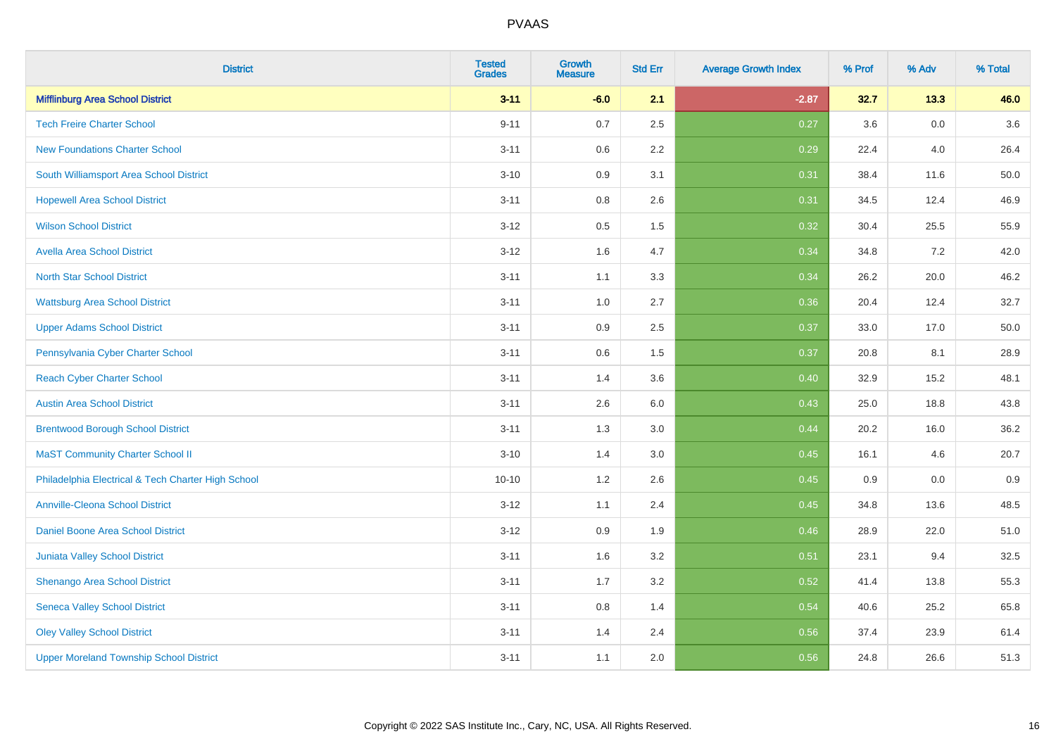# PVAAS

| District | Tested Grades | Growth Measure | Std Err | Average Growth Index | % Prof | % Adv | % Total |
|---|---|---|---|---|---|---|---|
| **Mifflinburg Area School District** | **3-11** | **-6.0** | **2.1** | **-2.87** | **32.7** | **13.3** | **46.0** |
| Tech Freire Charter School | 9-11 | 0.7 | 2.5 | 0.27 | 3.6 | 0.0 | 3.6 |
| New Foundations Charter School | 3-11 | 0.6 | 2.2 | 0.29 | 22.4 | 4.0 | 26.4 |
| South Williamsport Area School District | 3-10 | 0.9 | 3.1 | 0.31 | 38.4 | 11.6 | 50.0 |
| Hopewell Area School District | 3-11 | 0.8 | 2.6 | 0.31 | 34.5 | 12.4 | 46.9 |
| Wilson School District | 3-12 | 0.5 | 1.5 | 0.32 | 30.4 | 25.5 | 55.9 |
| Avella Area School District | 3-12 | 1.6 | 4.7 | 0.34 | 34.8 | 7.2 | 42.0 |
| North Star School District | 3-11 | 1.1 | 3.3 | 0.34 | 26.2 | 20.0 | 46.2 |
| Wattsburg Area School District | 3-11 | 1.0 | 2.7 | 0.36 | 20.4 | 12.4 | 32.7 |
| Upper Adams School District | 3-11 | 0.9 | 2.5 | 0.37 | 33.0 | 17.0 | 50.0 |
| Pennsylvania Cyber Charter School | 3-11 | 0.6 | 1.5 | 0.37 | 20.8 | 8.1 | 28.9 |
| Reach Cyber Charter School | 3-11 | 1.4 | 3.6 | 0.40 | 32.9 | 15.2 | 48.1 |
| Austin Area School District | 3-11 | 2.6 | 6.0 | 0.43 | 25.0 | 18.8 | 43.8 |
| Brentwood Borough School District | 3-11 | 1.3 | 3.0 | 0.44 | 20.2 | 16.0 | 36.2 |
| MaST Community Charter School II | 3-10 | 1.4 | 3.0 | 0.45 | 16.1 | 4.6 | 20.7 |
| Philadelphia Electrical & Tech Charter High School | 10-10 | 1.2 | 2.6 | 0.45 | 0.9 | 0.0 | 0.9 |
| Annville-Cleona School District | 3-12 | 1.1 | 2.4 | 0.45 | 34.8 | 13.6 | 48.5 |
| Daniel Boone Area School District | 3-12 | 0.9 | 1.9 | 0.46 | 28.9 | 22.0 | 51.0 |
| Juniata Valley School District | 3-11 | 1.6 | 3.2 | 0.51 | 23.1 | 9.4 | 32.5 |
| Shenango Area School District | 3-11 | 1.7 | 3.2 | 0.52 | 41.4 | 13.8 | 55.3 |
| Seneca Valley School District | 3-11 | 0.8 | 1.4 | 0.54 | 40.6 | 25.2 | 65.8 |
| Oley Valley School District | 3-11 | 1.4 | 2.4 | 0.56 | 37.4 | 23.9 | 61.4 |
| Upper Moreland Township School District | 3-11 | 1.1 | 2.0 | 0.56 | 24.8 | 26.6 | 51.3 |

Copyright © 2022 SAS Institute Inc., Cary, NC, USA. All Rights Reserved.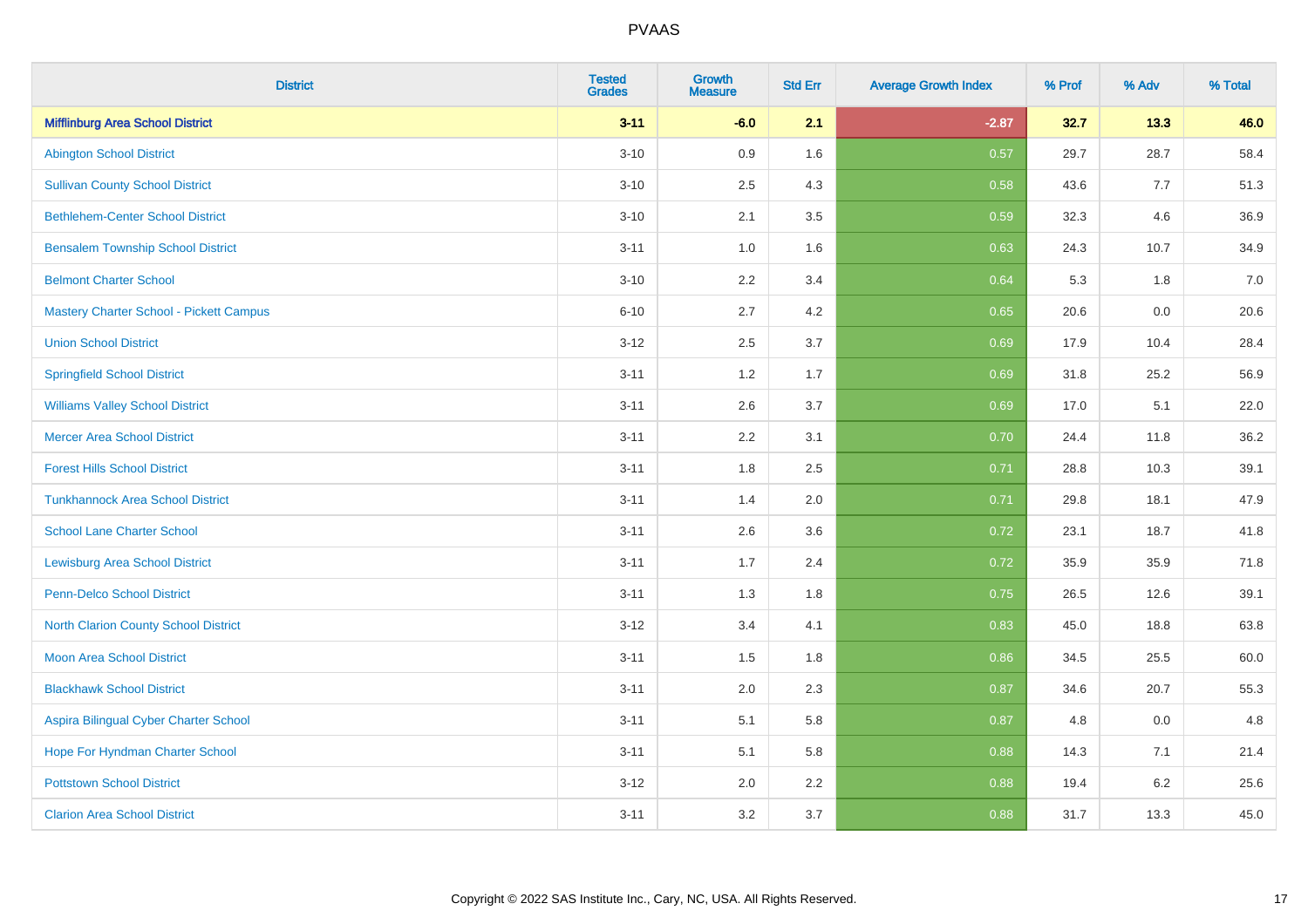| District | Tested Grades | Growth Measure | Std Err | Average Growth Index | % Prof | % Adv | % Total |
|---|---|---|---|---|---|---|---|
| **Mifflinburg Area School District** | **3-11** | **-6.0** | **2.1** | **-2.87** | **32.7** | **13.3** | **46.0** |
| Abington School District | 3-10 | 0.9 | 1.6 | 0.57 | 29.7 | 28.7 | 58.4 |
| Sullivan County School District | 3-10 | 2.5 | 4.3 | 0.58 | 43.6 | 7.7 | 51.3 |
| Bethlehem-Center School District | 3-10 | 2.1 | 3.5 | 0.59 | 32.3 | 4.6 | 36.9 |
| Bensalem Township School District | 3-11 | 1.0 | 1.6 | 0.63 | 24.3 | 10.7 | 34.9 |
| Belmont Charter School | 3-10 | 2.2 | 3.4 | 0.64 | 5.3 | 1.8 | 7.0 |
| Mastery Charter School - Pickett Campus | 6-10 | 2.7 | 4.2 | 0.65 | 20.6 | 0.0 | 20.6 |
| Union School District | 3-12 | 2.5 | 3.7 | 0.69 | 17.9 | 10.4 | 28.4 |
| Springfield School District | 3-11 | 1.2 | 1.7 | 0.69 | 31.8 | 25.2 | 56.9 |
| Williams Valley School District | 3-11 | 2.6 | 3.7 | 0.69 | 17.0 | 5.1 | 22.0 |
| Mercer Area School District | 3-11 | 2.2 | 3.1 | 0.70 | 24.4 | 11.8 | 36.2 |
| Forest Hills School District | 3-11 | 1.8 | 2.5 | 0.71 | 28.8 | 10.3 | 39.1 |
| Tunkhannock Area School District | 3-11 | 1.4 | 2.0 | 0.71 | 29.8 | 18.1 | 47.9 |
| School Lane Charter School | 3-11 | 2.6 | 3.6 | 0.72 | 23.1 | 18.7 | 41.8 |
| Lewisburg Area School District | 3-11 | 1.7 | 2.4 | 0.72 | 35.9 | 35.9 | 71.8 |
| Penn-Delco School District | 3-11 | 1.3 | 1.8 | 0.75 | 26.5 | 12.6 | 39.1 |
| North Clarion County School District | 3-12 | 3.4 | 4.1 | 0.83 | 45.0 | 18.8 | 63.8 |
| Moon Area School District | 3-11 | 1.5 | 1.8 | 0.86 | 34.5 | 25.5 | 60.0 |
| Blackhawk School District | 3-11 | 2.0 | 2.3 | 0.87 | 34.6 | 20.7 | 55.3 |
| Aspira Bilingual Cyber Charter School | 3-11 | 5.1 | 5.8 | 0.87 | 4.8 | 0.0 | 4.8 |
| Hope For Hyndman Charter School | 3-11 | 5.1 | 5.8 | 0.88 | 14.3 | 7.1 | 21.4 |
| Pottstown School District | 3-12 | 2.0 | 2.2 | 0.88 | 19.4 | 6.2 | 25.6 |
| Clarion Area School District | 3-11 | 3.2 | 3.7 | 0.88 | 31.7 | 13.3 | 45.0 |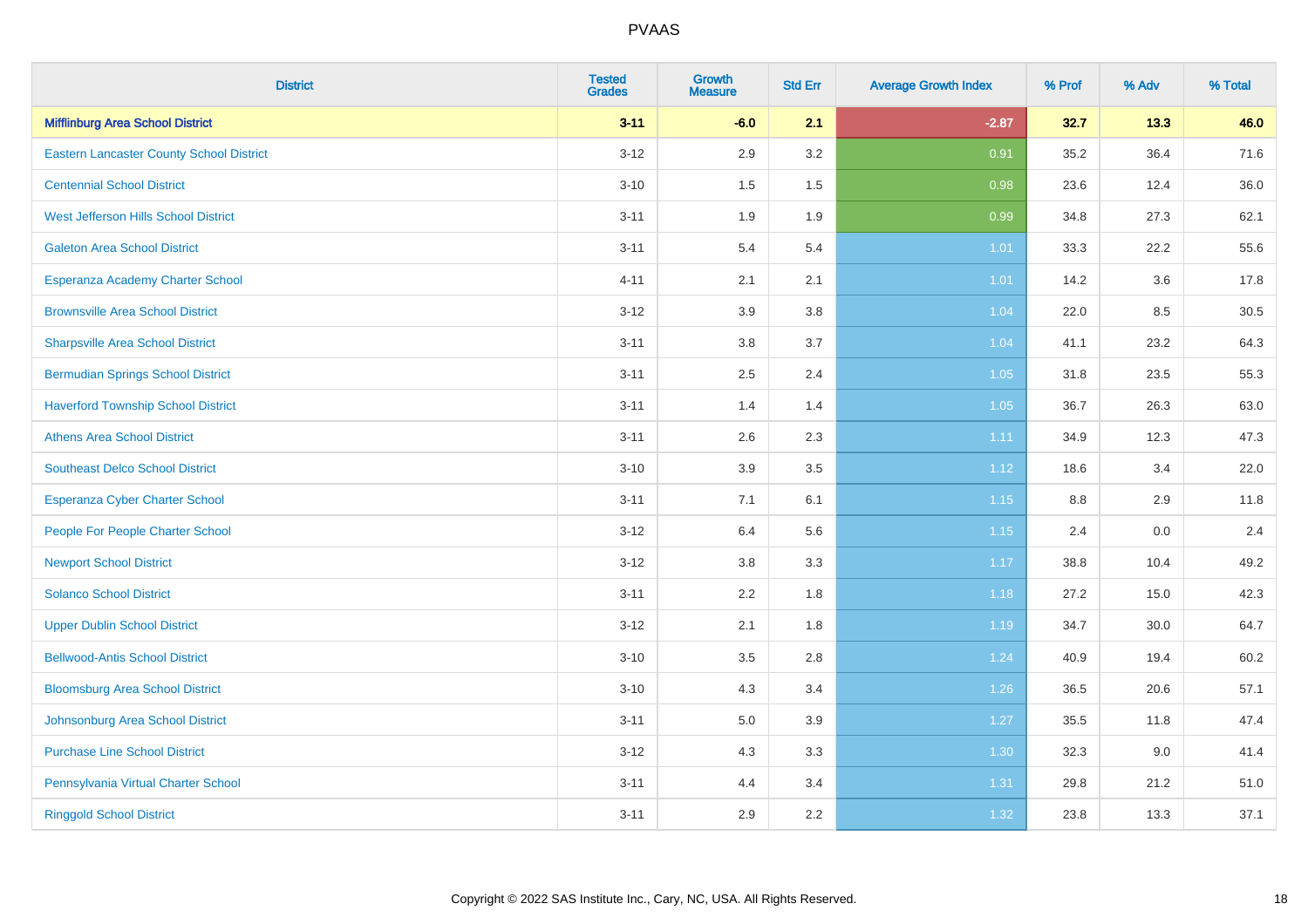# PVAAS

| District | Tested Grades | Growth Measure | Std Err | Average Growth Index | % Prof | % Adv | % Total |
|---|---|---|---|---|---|---|---|
| **Mifflinburg Area School District** | **3-11** | **-6.0** | **2.1** | **-2.87** | **32.7** | **13.3** | **46.0** |
| Eastern Lancaster County School District | 3-12 | 2.9 | 3.2 | 0.91 | 35.2 | 36.4 | 71.6 |
| Centennial School District | 3-10 | 1.5 | 1.5 | 0.98 | 23.6 | 12.4 | 36.0 |
| West Jefferson Hills School District | 3-11 | 1.9 | 1.9 | 0.99 | 34.8 | 27.3 | 62.1 |
| Galeton Area School District | 3-11 | 5.4 | 5.4 | 1.01 | 33.3 | 22.2 | 55.6 |
| Esperanza Academy Charter School | 4-11 | 2.1 | 2.1 | 1.01 | 14.2 | 3.6 | 17.8 |
| Brownsville Area School District | 3-12 | 3.9 | 3.8 | 1.04 | 22.0 | 8.5 | 30.5 |
| Sharpsville Area School District | 3-11 | 3.8 | 3.7 | 1.04 | 41.1 | 23.2 | 64.3 |
| Bermudian Springs School District | 3-11 | 2.5 | 2.4 | 1.05 | 31.8 | 23.5 | 55.3 |
| Haverford Township School District | 3-11 | 1.4 | 1.4 | 1.05 | 36.7 | 26.3 | 63.0 |
| Athens Area School District | 3-11 | 2.6 | 2.3 | 1.11 | 34.9 | 12.3 | 47.3 |
| Southeast Delco School District | 3-10 | 3.9 | 3.5 | 1.12 | 18.6 | 3.4 | 22.0 |
| Esperanza Cyber Charter School | 3-11 | 7.1 | 6.1 | 1.15 | 8.8 | 2.9 | 11.8 |
| People For People Charter School | 3-12 | 6.4 | 5.6 | 1.15 | 2.4 | 0.0 | 2.4 |
| Newport School District | 3-12 | 3.8 | 3.3 | 1.17 | 38.8 | 10.4 | 49.2 |
| Solanco School District | 3-11 | 2.2 | 1.8 | 1.18 | 27.2 | 15.0 | 42.3 |
| Upper Dublin School District | 3-12 | 2.1 | 1.8 | 1.19 | 34.7 | 30.0 | 64.7 |
| Bellwood-Antis School District | 3-10 | 3.5 | 2.8 | 1.24 | 40.9 | 19.4 | 60.2 |
| Bloomsburg Area School District | 3-10 | 4.3 | 3.4 | 1.26 | 36.5 | 20.6 | 57.1 |
| Johnsonburg Area School District | 3-11 | 5.0 | 3.9 | 1.27 | 35.5 | 11.8 | 47.4 |
| Purchase Line School District | 3-12 | 4.3 | 3.3 | 1.30 | 32.3 | 9.0 | 41.4 |
| Pennsylvania Virtual Charter School | 3-11 | 4.4 | 3.4 | 1.31 | 29.8 | 21.2 | 51.0 |
| Ringgold School District | 3-11 | 2.9 | 2.2 | 1.32 | 23.8 | 13.3 | 37.1 |

Copyright © 2022 SAS Institute Inc., Cary, NC, USA. All Rights Reserved.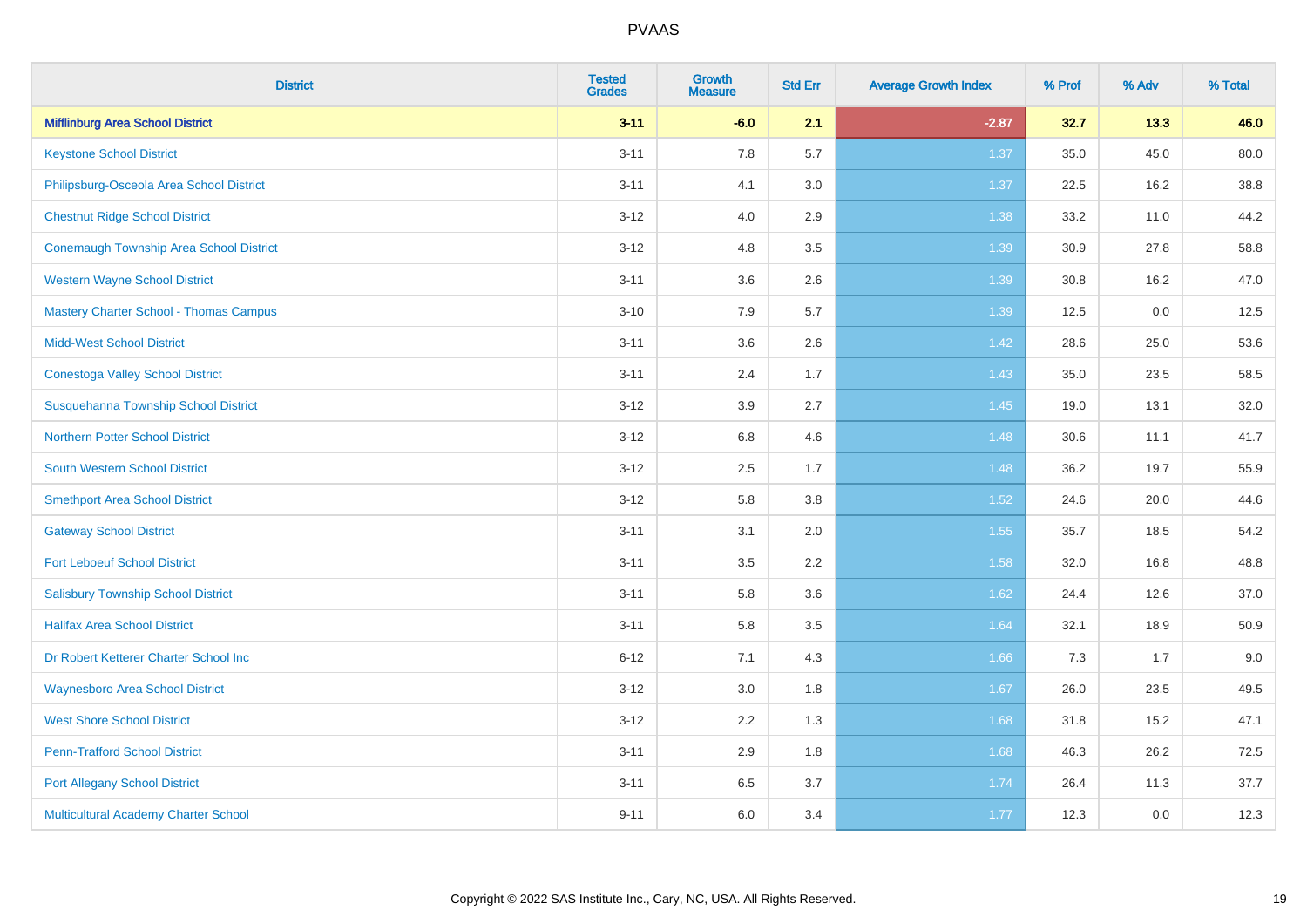# PVAAS

| District | Tested Grades | Growth Measure | Std Err | Average Growth Index | % Prof | % Adv | % Total |
|---|---|---|---|---|---|---|---|
| **Mifflinburg Area School District** | **3-11** | **-6.0** | **2.1** | **-2.87** | **32.7** | **13.3** | **46.0** |
| Keystone School District | 3-11 | 7.8 | 5.7 | 1.37 | 35.0 | 45.0 | 80.0 |
| Philipsburg-Osceola Area School District | 3-11 | 4.1 | 3.0 | 1.37 | 22.5 | 16.2 | 38.8 |
| Chestnut Ridge School District | 3-12 | 4.0 | 2.9 | 1.38 | 33.2 | 11.0 | 44.2 |
| Conemaugh Township Area School District | 3-12 | 4.8 | 3.5 | 1.39 | 30.9 | 27.8 | 58.8 |
| Western Wayne School District | 3-11 | 3.6 | 2.6 | 1.39 | 30.8 | 16.2 | 47.0 |
| Mastery Charter School - Thomas Campus | 3-10 | 7.9 | 5.7 | 1.39 | 12.5 | 0.0 | 12.5 |
| Midd-West School District | 3-11 | 3.6 | 2.6 | 1.42 | 28.6 | 25.0 | 53.6 |
| Conestoga Valley School District | 3-11 | 2.4 | 1.7 | 1.43 | 35.0 | 23.5 | 58.5 |
| Susquehanna Township School District | 3-12 | 3.9 | 2.7 | 1.45 | 19.0 | 13.1 | 32.0 |
| Northern Potter School District | 3-12 | 6.8 | 4.6 | 1.48 | 30.6 | 11.1 | 41.7 |
| South Western School District | 3-12 | 2.5 | 1.7 | 1.48 | 36.2 | 19.7 | 55.9 |
| Smethport Area School District | 3-12 | 5.8 | 3.8 | 1.52 | 24.6 | 20.0 | 44.6 |
| Gateway School District | 3-11 | 3.1 | 2.0 | 1.55 | 35.7 | 18.5 | 54.2 |
| Fort Leboeuf School District | 3-11 | 3.5 | 2.2 | 1.58 | 32.0 | 16.8 | 48.8 |
| Salisbury Township School District | 3-11 | 5.8 | 3.6 | 1.62 | 24.4 | 12.6 | 37.0 |
| Halifax Area School District | 3-11 | 5.8 | 3.5 | 1.64 | 32.1 | 18.9 | 50.9 |
| Dr Robert Ketterer Charter School Inc | 6-12 | 7.1 | 4.3 | 1.66 | 7.3 | 1.7 | 9.0 |
| Waynesboro Area School District | 3-12 | 3.0 | 1.8 | 1.67 | 26.0 | 23.5 | 49.5 |
| West Shore School District | 3-12 | 2.2 | 1.3 | 1.68 | 31.8 | 15.2 | 47.1 |
| Penn-Trafford School District | 3-11 | 2.9 | 1.8 | 1.68 | 46.3 | 26.2 | 72.5 |
| Port Allegany School District | 3-11 | 6.5 | 3.7 | 1.74 | 26.4 | 11.3 | 37.7 |
| Multicultural Academy Charter School | 9-11 | 6.0 | 3.4 | 1.77 | 12.3 | 0.0 | 12.3 |

Copyright © 2022 SAS Institute Inc., Cary, NC, USA. All Rights Reserved.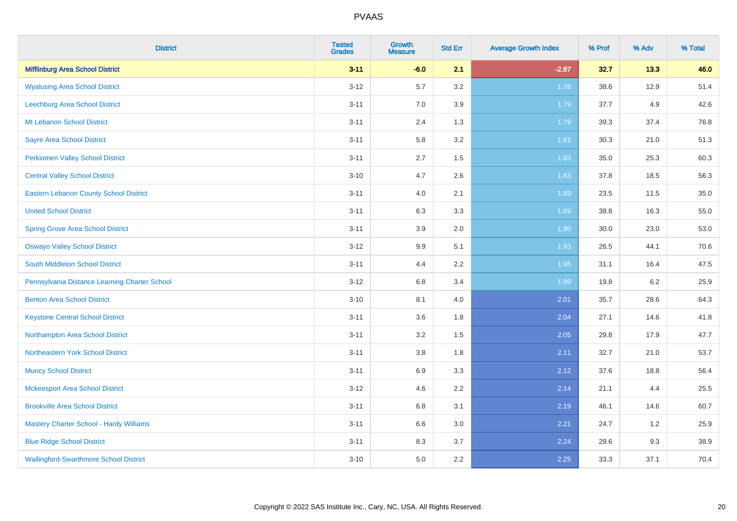# PVAAS

| District | Tested Grades | Growth Measure | Std Err | Average Growth Index | % Prof | % Adv | % Total |
|---|---|---|---|---|---|---|---|
| **Mifflinburg Area School District** | **3-11** | **-6.0** | **2.1** | **-2.87** | **32.7** | **13.3** | **46.0** |
| Wyalusing Area School District | 3-12 | 5.7 | 3.2 | 1.78 | 38.6 | 12.9 | 51.4 |
| Leechburg Area School District | 3-11 | 7.0 | 3.9 | 1.79 | 37.7 | 4.9 | 42.6 |
| Mt Lebanon School District | 3-11 | 2.4 | 1.3 | 1.79 | 39.3 | 37.4 | 76.8 |
| Sayre Area School District | 3-11 | 5.8 | 3.2 | 1.81 | 30.3 | 21.0 | 51.3 |
| Perkiomen Valley School District | 3-11 | 2.7 | 1.5 | 1.83 | 35.0 | 25.3 | 60.3 |
| Central Valley School District | 3-10 | 4.7 | 2.6 | 1.83 | 37.8 | 18.5 | 56.3 |
| Eastern Lebanon County School District | 3-11 | 4.0 | 2.1 | 1.89 | 23.5 | 11.5 | 35.0 |
| United School District | 3-11 | 6.3 | 3.3 | 1.89 | 38.8 | 16.3 | 55.0 |
| Spring Grove Area School District | 3-11 | 3.9 | 2.0 | 1.90 | 30.0 | 23.0 | 53.0 |
| Oswayo Valley School District | 3-12 | 9.9 | 5.1 | 1.93 | 26.5 | 44.1 | 70.6 |
| South Middleton School District | 3-11 | 4.4 | 2.2 | 1.95 | 31.1 | 16.4 | 47.5 |
| Pennsylvania Distance Learning Charter School | 3-12 | 6.8 | 3.4 | 1.99 | 19.8 | 6.2 | 25.9 |
| Benton Area School District | 3-10 | 8.1 | 4.0 | 2.01 | 35.7 | 28.6 | 64.3 |
| Keystone Central School District | 3-11 | 3.6 | 1.8 | 2.04 | 27.1 | 14.6 | 41.8 |
| Northampton Area School District | 3-11 | 3.2 | 1.5 | 2.05 | 29.8 | 17.9 | 47.7 |
| Northeastern York School District | 3-11 | 3.8 | 1.8 | 2.11 | 32.7 | 21.0 | 53.7 |
| Muncy School District | 3-11 | 6.9 | 3.3 | 2.12 | 37.6 | 18.8 | 56.4 |
| Mckeesport Area School District | 3-12 | 4.6 | 2.2 | 2.14 | 21.1 | 4.4 | 25.5 |
| Brookville Area School District | 3-11 | 6.8 | 3.1 | 2.19 | 46.1 | 14.6 | 60.7 |
| Mastery Charter School - Hardy Williams | 3-11 | 6.6 | 3.0 | 2.21 | 24.7 | 1.2 | 25.9 |
| Blue Ridge School District | 3-11 | 8.3 | 3.7 | 2.24 | 29.6 | 9.3 | 38.9 |
| Wallingford-Swarthmore School District | 3-10 | 5.0 | 2.2 | 2.25 | 33.3 | 37.1 | 70.4 |

Copyright © 2022 SAS Institute Inc., Cary, NC, USA. All Rights Reserved.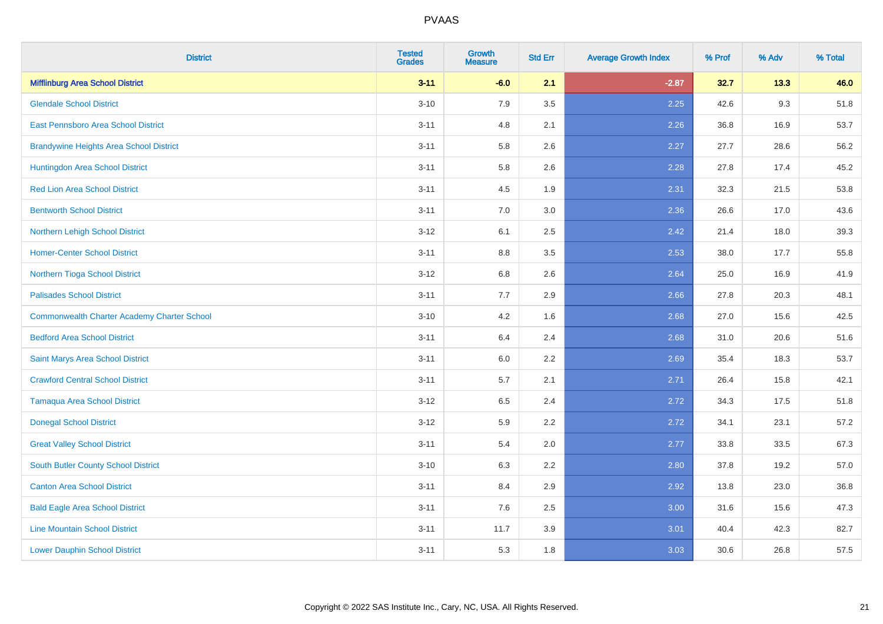| District | Tested Grades | Growth Measure | Std Err | Average Growth Index | % Prof | % Adv | % Total |
|---|---|---|---|---|---|---|---|
| **Mifflinburg Area School District** | **3-11** | **-6.0** | **2.1** | **-2.87** | **32.7** | **13.3** | **46.0** |
| Glendale School District | 3-10 | 7.9 | 3.5 | 2.25 | 42.6 | 9.3 | 51.8 |
| East Pennsboro Area School District | 3-11 | 4.8 | 2.1 | 2.26 | 36.8 | 16.9 | 53.7 |
| Brandywine Heights Area School District | 3-11 | 5.8 | 2.6 | 2.27 | 27.7 | 28.6 | 56.2 |
| Huntingdon Area School District | 3-11 | 5.8 | 2.6 | 2.28 | 27.8 | 17.4 | 45.2 |
| Red Lion Area School District | 3-11 | 4.5 | 1.9 | 2.31 | 32.3 | 21.5 | 53.8 |
| Bentworth School District | 3-11 | 7.0 | 3.0 | 2.36 | 26.6 | 17.0 | 43.6 |
| Northern Lehigh School District | 3-12 | 6.1 | 2.5 | 2.42 | 21.4 | 18.0 | 39.3 |
| Homer-Center School District | 3-11 | 8.8 | 3.5 | 2.53 | 38.0 | 17.7 | 55.8 |
| Northern Tioga School District | 3-12 | 6.8 | 2.6 | 2.64 | 25.0 | 16.9 | 41.9 |
| Palisades School District | 3-11 | 7.7 | 2.9 | 2.66 | 27.8 | 20.3 | 48.1 |
| Commonwealth Charter Academy Charter School | 3-10 | 4.2 | 1.6 | 2.68 | 27.0 | 15.6 | 42.5 |
| Bedford Area School District | 3-11 | 6.4 | 2.4 | 2.68 | 31.0 | 20.6 | 51.6 |
| Saint Marys Area School District | 3-11 | 6.0 | 2.2 | 2.69 | 35.4 | 18.3 | 53.7 |
| Crawford Central School District | 3-11 | 5.7 | 2.1 | 2.71 | 26.4 | 15.8 | 42.1 |
| Tamaqua Area School District | 3-12 | 6.5 | 2.4 | 2.72 | 34.3 | 17.5 | 51.8 |
| Donegal School District | 3-12 | 5.9 | 2.2 | 2.72 | 34.1 | 23.1 | 57.2 |
| Great Valley School District | 3-11 | 5.4 | 2.0 | 2.77 | 33.8 | 33.5 | 67.3 |
| South Butler County School District | 3-10 | 6.3 | 2.2 | 2.80 | 37.8 | 19.2 | 57.0 |
| Canton Area School District | 3-11 | 8.4 | 2.9 | 2.92 | 13.8 | 23.0 | 36.8 |
| Bald Eagle Area School District | 3-11 | 7.6 | 2.5 | 3.00 | 31.6 | 15.6 | 47.3 |
| Line Mountain School District | 3-11 | 11.7 | 3.9 | 3.01 | 40.4 | 42.3 | 82.7 |
| Lower Dauphin School District | 3-11 | 5.3 | 1.8 | 3.03 | 30.6 | 26.8 | 57.5 |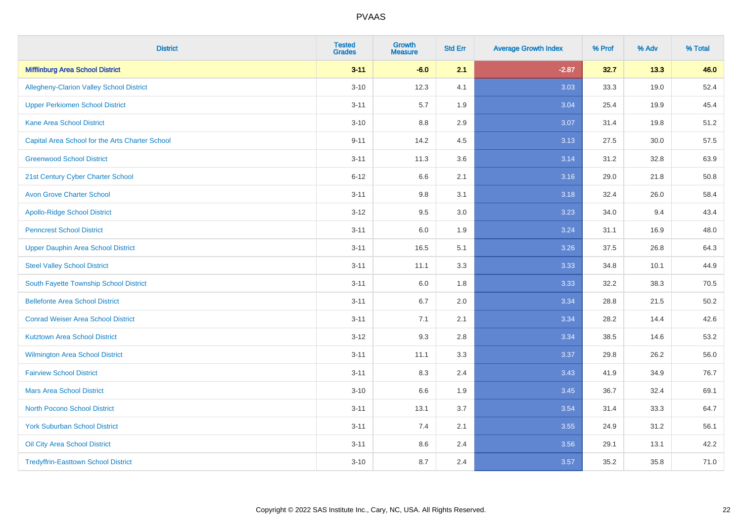# PVAAS

| District | Tested Grades | Growth Measure | Std Err | Average Growth Index | % Prof | % Adv | % Total |
|---|---|---|---|---|---|---|---|
| **Mifflinburg Area School District** | **3-11** | **-6.0** | **2.1** | **-2.87** | **32.7** | **13.3** | **46.0** |
| Allegheny-Clarion Valley School District | 3-10 | 12.3 | 4.1 | 3.03 | 33.3 | 19.0 | 52.4 |
| Upper Perkiomen School District | 3-11 | 5.7 | 1.9 | 3.04 | 25.4 | 19.9 | 45.4 |
| Kane Area School District | 3-10 | 8.8 | 2.9 | 3.07 | 31.4 | 19.8 | 51.2 |
| Capital Area School for the Arts Charter School | 9-11 | 14.2 | 4.5 | 3.13 | 27.5 | 30.0 | 57.5 |
| Greenwood School District | 3-11 | 11.3 | 3.6 | 3.14 | 31.2 | 32.8 | 63.9 |
| 21st Century Cyber Charter School | 6-12 | 6.6 | 2.1 | 3.16 | 29.0 | 21.8 | 50.8 |
| Avon Grove Charter School | 3-11 | 9.8 | 3.1 | 3.18 | 32.4 | 26.0 | 58.4 |
| Apollo-Ridge School District | 3-12 | 9.5 | 3.0 | 3.23 | 34.0 | 9.4 | 43.4 |
| Penncrest School District | 3-11 | 6.0 | 1.9 | 3.24 | 31.1 | 16.9 | 48.0 |
| Upper Dauphin Area School District | 3-11 | 16.5 | 5.1 | 3.26 | 37.5 | 26.8 | 64.3 |
| Steel Valley School District | 3-11 | 11.1 | 3.3 | 3.33 | 34.8 | 10.1 | 44.9 |
| South Fayette Township School District | 3-11 | 6.0 | 1.8 | 3.33 | 32.2 | 38.3 | 70.5 |
| Bellefonte Area School District | 3-11 | 6.7 | 2.0 | 3.34 | 28.8 | 21.5 | 50.2 |
| Conrad Weiser Area School District | 3-11 | 7.1 | 2.1 | 3.34 | 28.2 | 14.4 | 42.6 |
| Kutztown Area School District | 3-12 | 9.3 | 2.8 | 3.34 | 38.5 | 14.6 | 53.2 |
| Wilmington Area School District | 3-11 | 11.1 | 3.3 | 3.37 | 29.8 | 26.2 | 56.0 |
| Fairview School District | 3-11 | 8.3 | 2.4 | 3.43 | 41.9 | 34.9 | 76.7 |
| Mars Area School District | 3-10 | 6.6 | 1.9 | 3.45 | 36.7 | 32.4 | 69.1 |
| North Pocono School District | 3-11 | 13.1 | 3.7 | 3.54 | 31.4 | 33.3 | 64.7 |
| York Suburban School District | 3-11 | 7.4 | 2.1 | 3.55 | 24.9 | 31.2 | 56.1 |
| Oil City Area School District | 3-11 | 8.6 | 2.4 | 3.56 | 29.1 | 13.1 | 42.2 |
| Tredyffrin-Easttown School District | 3-10 | 8.7 | 2.4 | 3.57 | 35.2 | 35.8 | 71.0 |

Copyright © 2022 SAS Institute Inc., Cary, NC, USA. All Rights Reserved.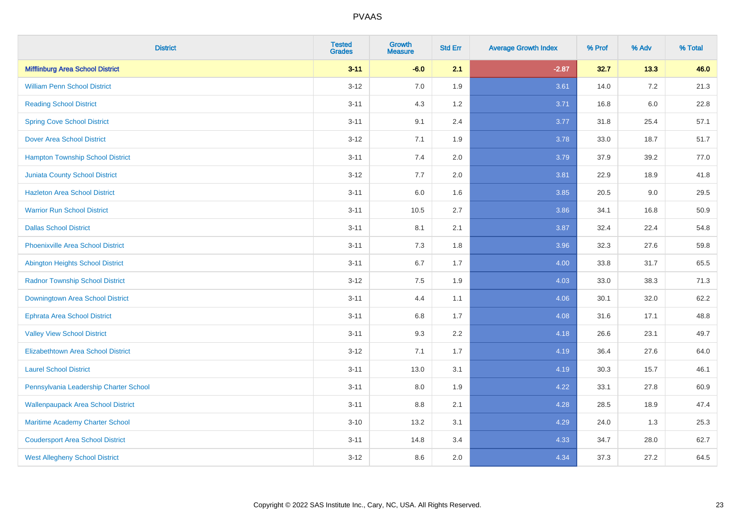# PVAAS

| District | Tested Grades | Growth Measure | Std Err | Average Growth Index | % Prof | % Adv | % Total |
|---|---|---|---|---|---|---|---|
| **Mifflinburg Area School District** | **3-11** | **-6.0** | **2.1** | **-2.87** | **32.7** | **13.3** | **46.0** |
| William Penn School District | 3-12 | 7.0 | 1.9 | 3.61 | 14.0 | 7.2 | 21.3 |
| Reading School District | 3-11 | 4.3 | 1.2 | 3.71 | 16.8 | 6.0 | 22.8 |
| Spring Cove School District | 3-11 | 9.1 | 2.4 | 3.77 | 31.8 | 25.4 | 57.1 |
| Dover Area School District | 3-12 | 7.1 | 1.9 | 3.78 | 33.0 | 18.7 | 51.7 |
| Hampton Township School District | 3-11 | 7.4 | 2.0 | 3.79 | 37.9 | 39.2 | 77.0 |
| Juniata County School District | 3-12 | 7.7 | 2.0 | 3.81 | 22.9 | 18.9 | 41.8 |
| Hazleton Area School District | 3-11 | 6.0 | 1.6 | 3.85 | 20.5 | 9.0 | 29.5 |
| Warrior Run School District | 3-11 | 10.5 | 2.7 | 3.86 | 34.1 | 16.8 | 50.9 |
| Dallas School District | 3-11 | 8.1 | 2.1 | 3.87 | 32.4 | 22.4 | 54.8 |
| Phoenixville Area School District | 3-11 | 7.3 | 1.8 | 3.96 | 32.3 | 27.6 | 59.8 |
| Abington Heights School District | 3-11 | 6.7 | 1.7 | 4.00 | 33.8 | 31.7 | 65.5 |
| Radnor Township School District | 3-12 | 7.5 | 1.9 | 4.03 | 33.0 | 38.3 | 71.3 |
| Downingtown Area School District | 3-11 | 4.4 | 1.1 | 4.06 | 30.1 | 32.0 | 62.2 |
| Ephrata Area School District | 3-11 | 6.8 | 1.7 | 4.08 | 31.6 | 17.1 | 48.8 |
| Valley View School District | 3-11 | 9.3 | 2.2 | 4.18 | 26.6 | 23.1 | 49.7 |
| Elizabethtown Area School District | 3-12 | 7.1 | 1.7 | 4.19 | 36.4 | 27.6 | 64.0 |
| Laurel School District | 3-11 | 13.0 | 3.1 | 4.19 | 30.3 | 15.7 | 46.1 |
| Pennsylvania Leadership Charter School | 3-11 | 8.0 | 1.9 | 4.22 | 33.1 | 27.8 | 60.9 |
| Wallenpaupack Area School District | 3-11 | 8.8 | 2.1 | 4.28 | 28.5 | 18.9 | 47.4 |
| Maritime Academy Charter School | 3-10 | 13.2 | 3.1 | 4.29 | 24.0 | 1.3 | 25.3 |
| Coudersport Area School District | 3-11 | 14.8 | 3.4 | 4.33 | 34.7 | 28.0 | 62.7 |
| West Allegheny School District | 3-12 | 8.6 | 2.0 | 4.34 | 37.3 | 27.2 | 64.5 |

Copyright © 2022 SAS Institute Inc., Cary, NC, USA. All Rights Reserved.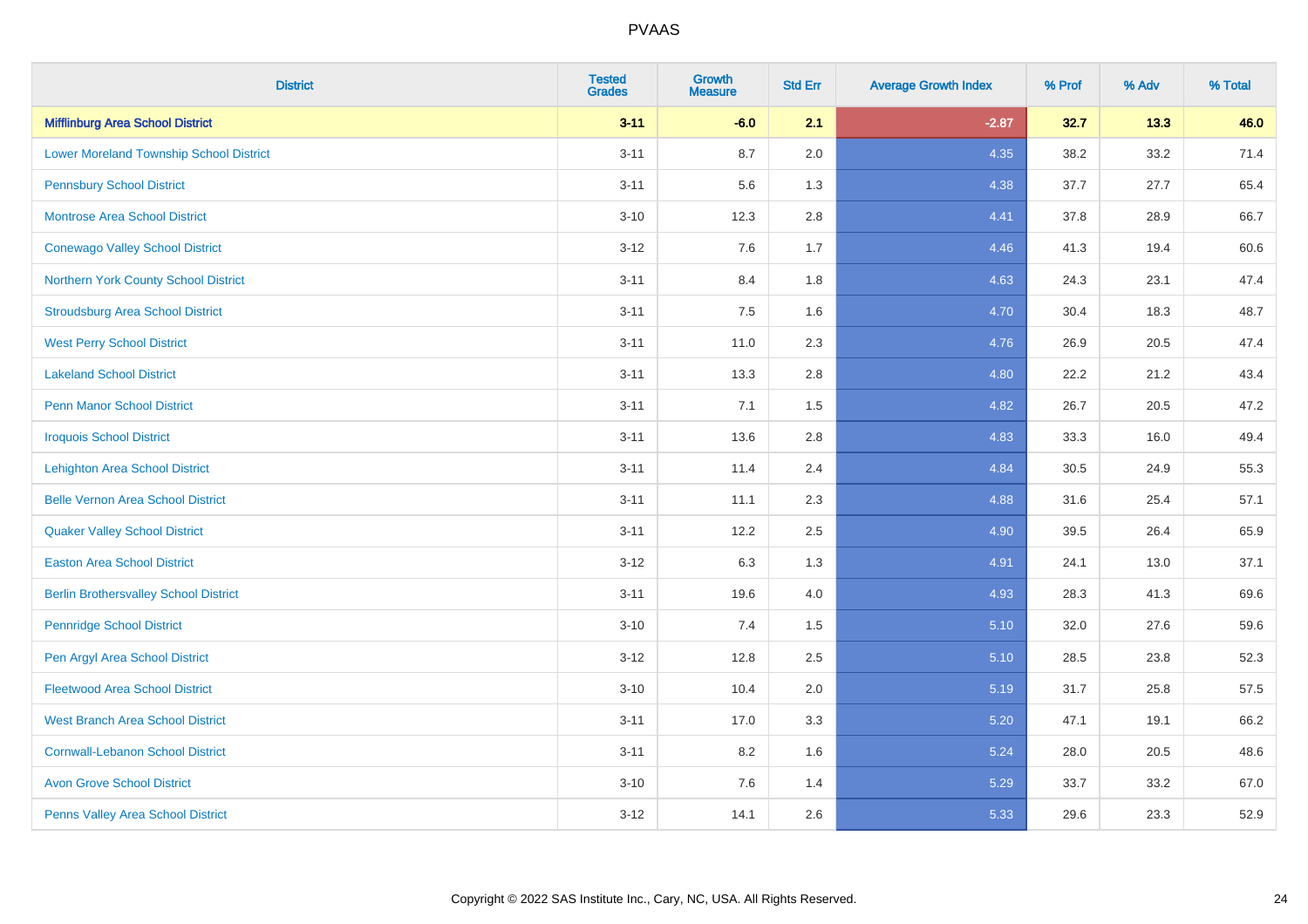# PVAAS

| District | Tested Grades | Growth Measure | Std Err | Average Growth Index | % Prof | % Adv | % Total |
|---|---|---|---|---|---|---|---|
| **Mifflinburg Area School District** | **3-11** | **-6.0** | **2.1** | **-2.87** | **32.7** | **13.3** | **46.0** |
| Lower Moreland Township School District | 3-11 | 8.7 | 2.0 | 4.35 | 38.2 | 33.2 | 71.4 |
| Pennsbury School District | 3-11 | 5.6 | 1.3 | 4.38 | 37.7 | 27.7 | 65.4 |
| Montrose Area School District | 3-10 | 12.3 | 2.8 | 4.41 | 37.8 | 28.9 | 66.7 |
| Conewago Valley School District | 3-12 | 7.6 | 1.7 | 4.46 | 41.3 | 19.4 | 60.6 |
| Northern York County School District | 3-11 | 8.4 | 1.8 | 4.63 | 24.3 | 23.1 | 47.4 |
| Stroudsburg Area School District | 3-11 | 7.5 | 1.6 | 4.70 | 30.4 | 18.3 | 48.7 |
| West Perry School District | 3-11 | 11.0 | 2.3 | 4.76 | 26.9 | 20.5 | 47.4 |
| Lakeland School District | 3-11 | 13.3 | 2.8 | 4.80 | 22.2 | 21.2 | 43.4 |
| Penn Manor School District | 3-11 | 7.1 | 1.5 | 4.82 | 26.7 | 20.5 | 47.2 |
| Iroquois School District | 3-11 | 13.6 | 2.8 | 4.83 | 33.3 | 16.0 | 49.4 |
| Lehighton Area School District | 3-11 | 11.4 | 2.4 | 4.84 | 30.5 | 24.9 | 55.3 |
| Belle Vernon Area School District | 3-11 | 11.1 | 2.3 | 4.88 | 31.6 | 25.4 | 57.1 |
| Quaker Valley School District | 3-11 | 12.2 | 2.5 | 4.90 | 39.5 | 26.4 | 65.9 |
| Easton Area School District | 3-12 | 6.3 | 1.3 | 4.91 | 24.1 | 13.0 | 37.1 |
| Berlin Brothersvalley School District | 3-11 | 19.6 | 4.0 | 4.93 | 28.3 | 41.3 | 69.6 |
| Pennridge School District | 3-10 | 7.4 | 1.5 | 5.10 | 32.0 | 27.6 | 59.6 |
| Pen Argyl Area School District | 3-12 | 12.8 | 2.5 | 5.10 | 28.5 | 23.8 | 52.3 |
| Fleetwood Area School District | 3-10 | 10.4 | 2.0 | 5.19 | 31.7 | 25.8 | 57.5 |
| West Branch Area School District | 3-11 | 17.0 | 3.3 | 5.20 | 47.1 | 19.1 | 66.2 |
| Cornwall-Lebanon School District | 3-11 | 8.2 | 1.6 | 5.24 | 28.0 | 20.5 | 48.6 |
| Avon Grove School District | 3-10 | 7.6 | 1.4 | 5.29 | 33.7 | 33.2 | 67.0 |
| Penns Valley Area School District | 3-12 | 14.1 | 2.6 | 5.33 | 29.6 | 23.3 | 52.9 |

Copyright © 2022 SAS Institute Inc., Cary, NC, USA. All Rights Reserved.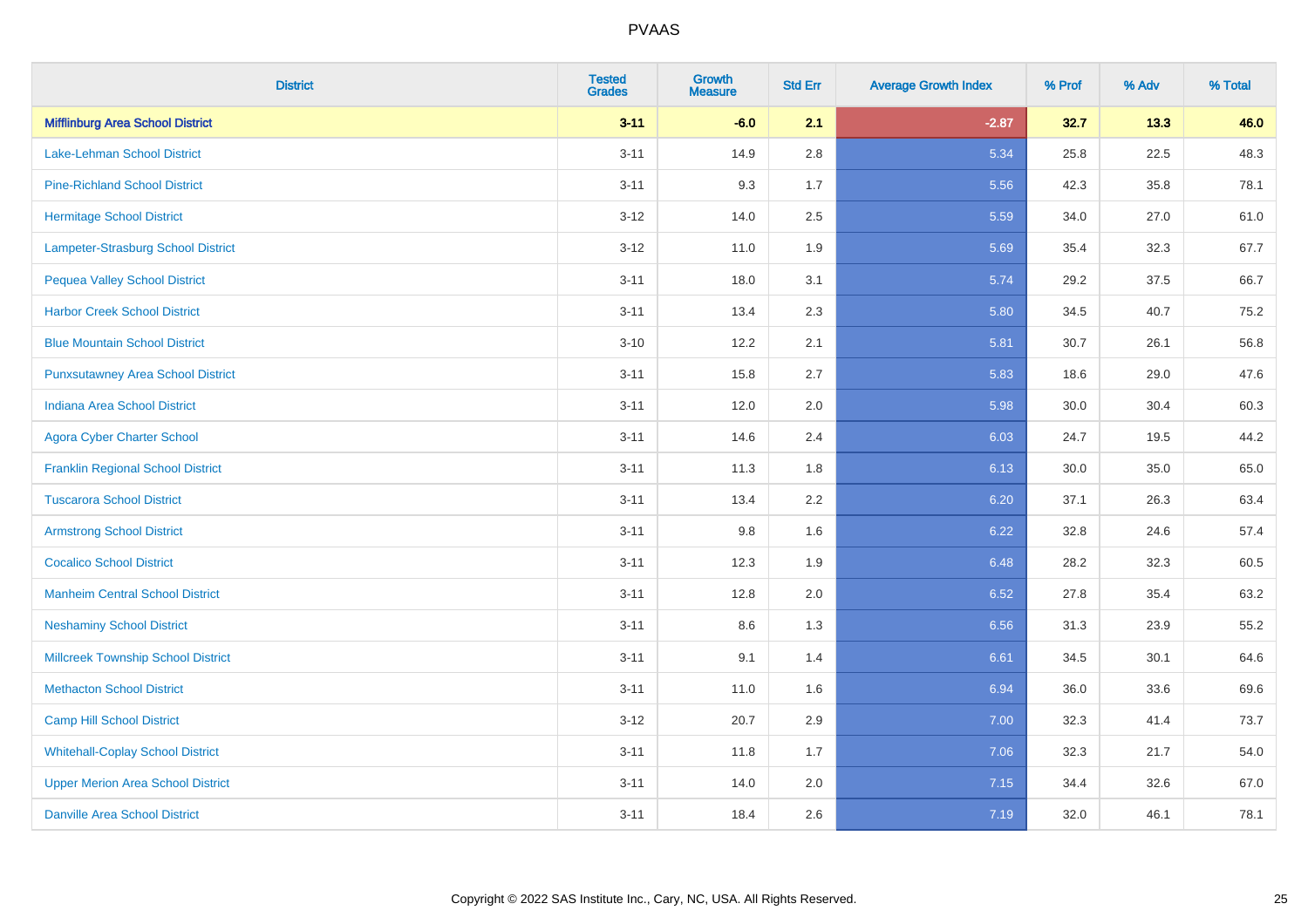# PVAAS

| District | Tested Grades | Growth Measure | Std Err | Average Growth Index | % Prof | % Adv | % Total |
|---|---|---|---|---|---|---|---|
| **Mifflinburg Area School District** | **3-11** | **-6.0** | **2.1** | **-2.87** | **32.7** | **13.3** | **46.0** |
| Lake-Lehman School District | 3-11 | 14.9 | 2.8 | 5.34 | 25.8 | 22.5 | 48.3 |
| Pine-Richland School District | 3-11 | 9.3 | 1.7 | 5.56 | 42.3 | 35.8 | 78.1 |
| Hermitage School District | 3-12 | 14.0 | 2.5 | 5.59 | 34.0 | 27.0 | 61.0 |
| Lampeter-Strasburg School District | 3-12 | 11.0 | 1.9 | 5.69 | 35.4 | 32.3 | 67.7 |
| Pequea Valley School District | 3-11 | 18.0 | 3.1 | 5.74 | 29.2 | 37.5 | 66.7 |
| Harbor Creek School District | 3-11 | 13.4 | 2.3 | 5.80 | 34.5 | 40.7 | 75.2 |
| Blue Mountain School District | 3-10 | 12.2 | 2.1 | 5.81 | 30.7 | 26.1 | 56.8 |
| Punxsutawney Area School District | 3-11 | 15.8 | 2.7 | 5.83 | 18.6 | 29.0 | 47.6 |
| Indiana Area School District | 3-11 | 12.0 | 2.0 | 5.98 | 30.0 | 30.4 | 60.3 |
| Agora Cyber Charter School | 3-11 | 14.6 | 2.4 | 6.03 | 24.7 | 19.5 | 44.2 |
| Franklin Regional School District | 3-11 | 11.3 | 1.8 | 6.13 | 30.0 | 35.0 | 65.0 |
| Tuscarora School District | 3-11 | 13.4 | 2.2 | 6.20 | 37.1 | 26.3 | 63.4 |
| Armstrong School District | 3-11 | 9.8 | 1.6 | 6.22 | 32.8 | 24.6 | 57.4 |
| Cocalico School District | 3-11 | 12.3 | 1.9 | 6.48 | 28.2 | 32.3 | 60.5 |
| Manheim Central School District | 3-11 | 12.8 | 2.0 | 6.52 | 27.8 | 35.4 | 63.2 |
| Neshaminy School District | 3-11 | 8.6 | 1.3 | 6.56 | 31.3 | 23.9 | 55.2 |
| Millcreek Township School District | 3-11 | 9.1 | 1.4 | 6.61 | 34.5 | 30.1 | 64.6 |
| Methacton School District | 3-11 | 11.0 | 1.6 | 6.94 | 36.0 | 33.6 | 69.6 |
| Camp Hill School District | 3-12 | 20.7 | 2.9 | 7.00 | 32.3 | 41.4 | 73.7 |
| Whitehall-Coplay School District | 3-11 | 11.8 | 1.7 | 7.06 | 32.3 | 21.7 | 54.0 |
| Upper Merion Area School District | 3-11 | 14.0 | 2.0 | 7.15 | 34.4 | 32.6 | 67.0 |
| Danville Area School District | 3-11 | 18.4 | 2.6 | 7.19 | 32.0 | 46.1 | 78.1 |

Copyright © 2022 SAS Institute Inc., Cary, NC, USA. All Rights Reserved.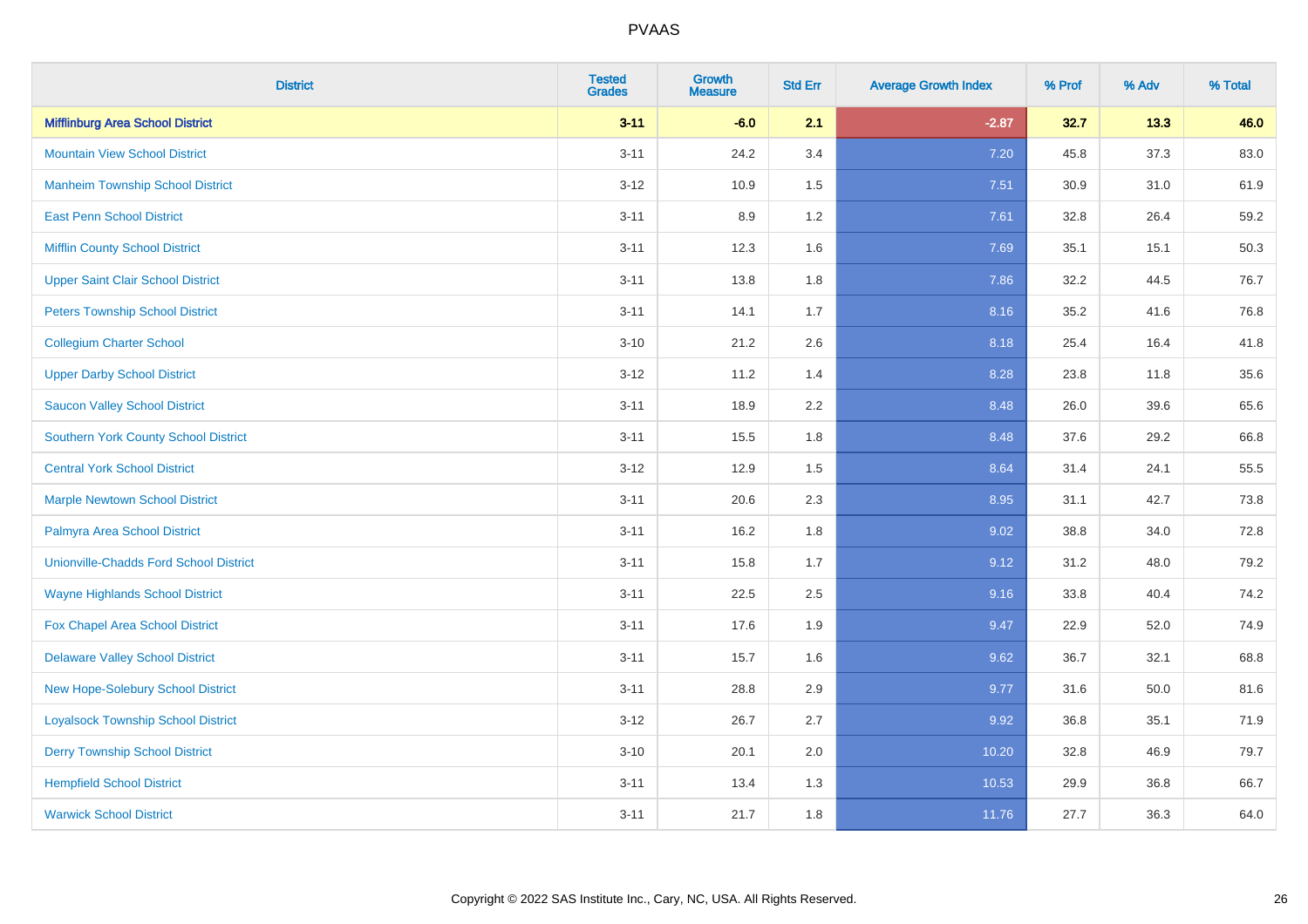# PVAAS

| District | Tested Grades | Growth Measure | Std Err | Average Growth Index | % Prof | % Adv | % Total |
|---|---|---|---|---|---|---|---|
| **Mifflinburg Area School District** | **3-11** | **-6.0** | **2.1** | **-2.87** | **32.7** | **13.3** | **46.0** |
| Mountain View School District | 3-11 | 24.2 | 3.4 | 7.20 | 45.8 | 37.3 | 83.0 |
| Manheim Township School District | 3-12 | 10.9 | 1.5 | 7.51 | 30.9 | 31.0 | 61.9 |
| East Penn School District | 3-11 | 8.9 | 1.2 | 7.61 | 32.8 | 26.4 | 59.2 |
| Mifflin County School District | 3-11 | 12.3 | 1.6 | 7.69 | 35.1 | 15.1 | 50.3 |
| Upper Saint Clair School District | 3-11 | 13.8 | 1.8 | 7.86 | 32.2 | 44.5 | 76.7 |
| Peters Township School District | 3-11 | 14.1 | 1.7 | 8.16 | 35.2 | 41.6 | 76.8 |
| Collegium Charter School | 3-10 | 21.2 | 2.6 | 8.18 | 25.4 | 16.4 | 41.8 |
| Upper Darby School District | 3-12 | 11.2 | 1.4 | 8.28 | 23.8 | 11.8 | 35.6 |
| Saucon Valley School District | 3-11 | 18.9 | 2.2 | 8.48 | 26.0 | 39.6 | 65.6 |
| Southern York County School District | 3-11 | 15.5 | 1.8 | 8.48 | 37.6 | 29.2 | 66.8 |
| Central York School District | 3-12 | 12.9 | 1.5 | 8.64 | 31.4 | 24.1 | 55.5 |
| Marple Newtown School District | 3-11 | 20.6 | 2.3 | 8.95 | 31.1 | 42.7 | 73.8 |
| Palmyra Area School District | 3-11 | 16.2 | 1.8 | 9.02 | 38.8 | 34.0 | 72.8 |
| Unionville-Chadds Ford School District | 3-11 | 15.8 | 1.7 | 9.12 | 31.2 | 48.0 | 79.2 |
| Wayne Highlands School District | 3-11 | 22.5 | 2.5 | 9.16 | 33.8 | 40.4 | 74.2 |
| Fox Chapel Area School District | 3-11 | 17.6 | 1.9 | 9.47 | 22.9 | 52.0 | 74.9 |
| Delaware Valley School District | 3-11 | 15.7 | 1.6 | 9.62 | 36.7 | 32.1 | 68.8 |
| New Hope-Solebury School District | 3-11 | 28.8 | 2.9 | 9.77 | 31.6 | 50.0 | 81.6 |
| Loyalsock Township School District | 3-12 | 26.7 | 2.7 | 9.92 | 36.8 | 35.1 | 71.9 |
| Derry Township School District | 3-10 | 20.1 | 2.0 | 10.20 | 32.8 | 46.9 | 79.7 |
| Hempfield School District | 3-11 | 13.4 | 1.3 | 10.53 | 29.9 | 36.8 | 66.7 |
| Warwick School District | 3-11 | 21.7 | 1.8 | 11.76 | 27.7 | 36.3 | 64.0 |

Copyright © 2022 SAS Institute Inc., Cary, NC, USA. All Rights Reserved.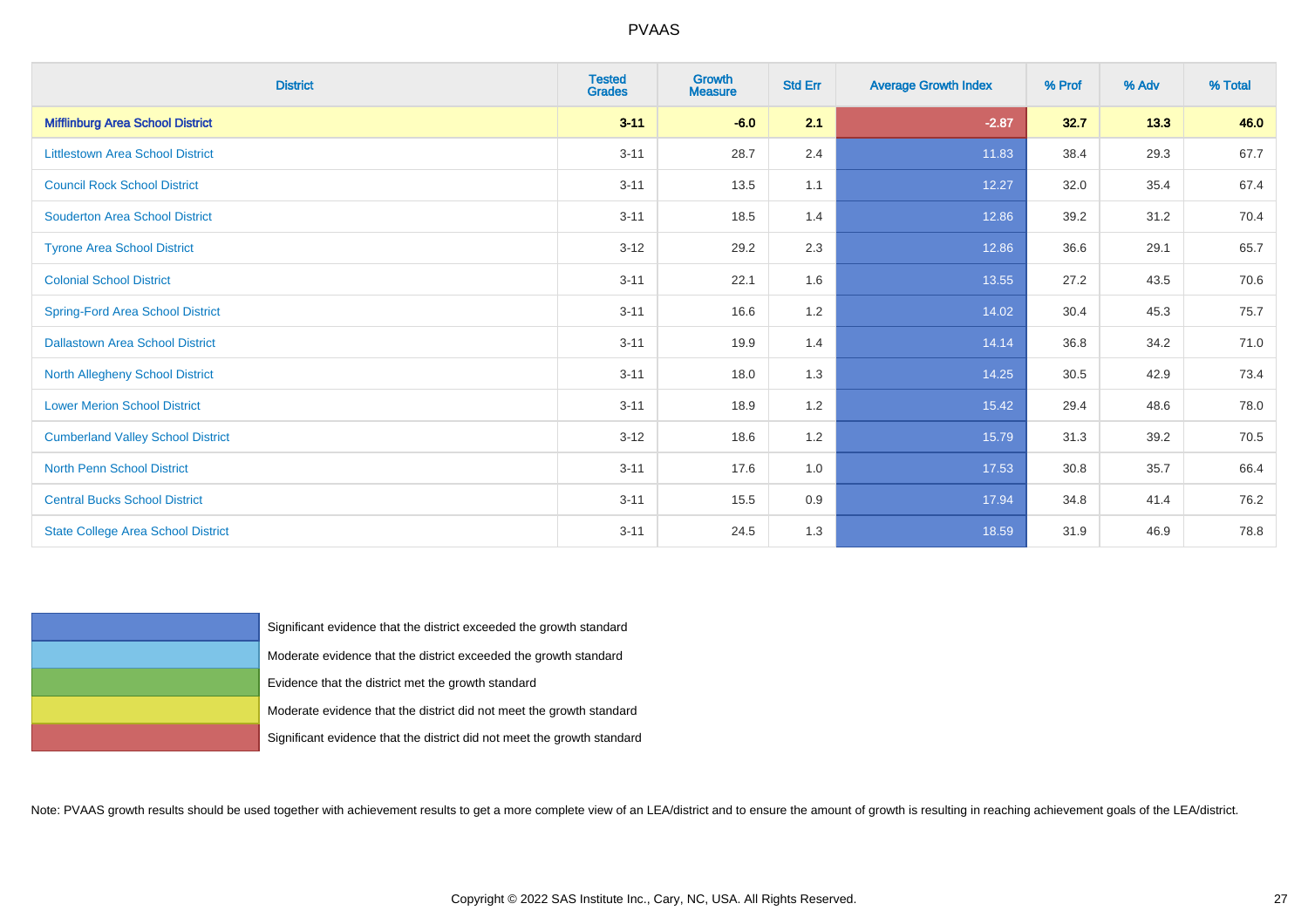PVAAS

| District | Tested Grades | Growth Measure | Std Err | Average Growth Index | % Prof | % Adv | % Total |
|---|---|---|---|---|---|---|---|
| **Mifflinburg Area School District** | **3-11** | **-6.0** | **2.1** | **-2.87** | **32.7** | **13.3** | **46.0** |
| Littlestown Area School District | 3-11 | 28.7 | 2.4 | 11.83 | 38.4 | 29.3 | 67.7 |
| Council Rock School District | 3-11 | 13.5 | 1.1 | 12.27 | 32.0 | 35.4 | 67.4 |
| Souderton Area School District | 3-11 | 18.5 | 1.4 | 12.86 | 39.2 | 31.2 | 70.4 |
| Tyrone Area School District | 3-12 | 29.2 | 2.3 | 12.86 | 36.6 | 29.1 | 65.7 |
| Colonial School District | 3-11 | 22.1 | 1.6 | 13.55 | 27.2 | 43.5 | 70.6 |
| Spring-Ford Area School District | 3-11 | 16.6 | 1.2 | 14.02 | 30.4 | 45.3 | 75.7 |
| Dallastown Area School District | 3-11 | 19.9 | 1.4 | 14.14 | 36.8 | 34.2 | 71.0 |
| North Allegheny School District | 3-11 | 18.0 | 1.3 | 14.25 | 30.5 | 42.9 | 73.4 |
| Lower Merion School District | 3-11 | 18.9 | 1.2 | 15.42 | 29.4 | 48.6 | 78.0 |
| Cumberland Valley School District | 3-12 | 18.6 | 1.2 | 15.79 | 31.3 | 39.2 | 70.5 |
| North Penn School District | 3-11 | 17.6 | 1.0 | 17.53 | 30.8 | 35.7 | 66.4 |
| Central Bucks School District | 3-11 | 15.5 | 0.9 | 17.94 | 34.8 | 41.4 | 76.2 |
| State College Area School District | 3-11 | 24.5 | 1.3 | 18.59 | 31.9 | 46.9 | 78.8 |

Significant evidence that the district exceeded the growth standard

Moderate evidence that the district exceeded the growth standard

Evidence that the district met the growth standard

Moderate evidence that the district did not meet the growth standard

Significant evidence that the district did not meet the growth standard

Note: PVAAS growth results should be used together with achievement results to get a more complete view of an LEA/district and to ensure the amount of growth is resulting in reaching achievement goals of the LEA/district.

Copyright © 2022 SAS Institute Inc., Cary, NC, USA. All Rights Reserved.